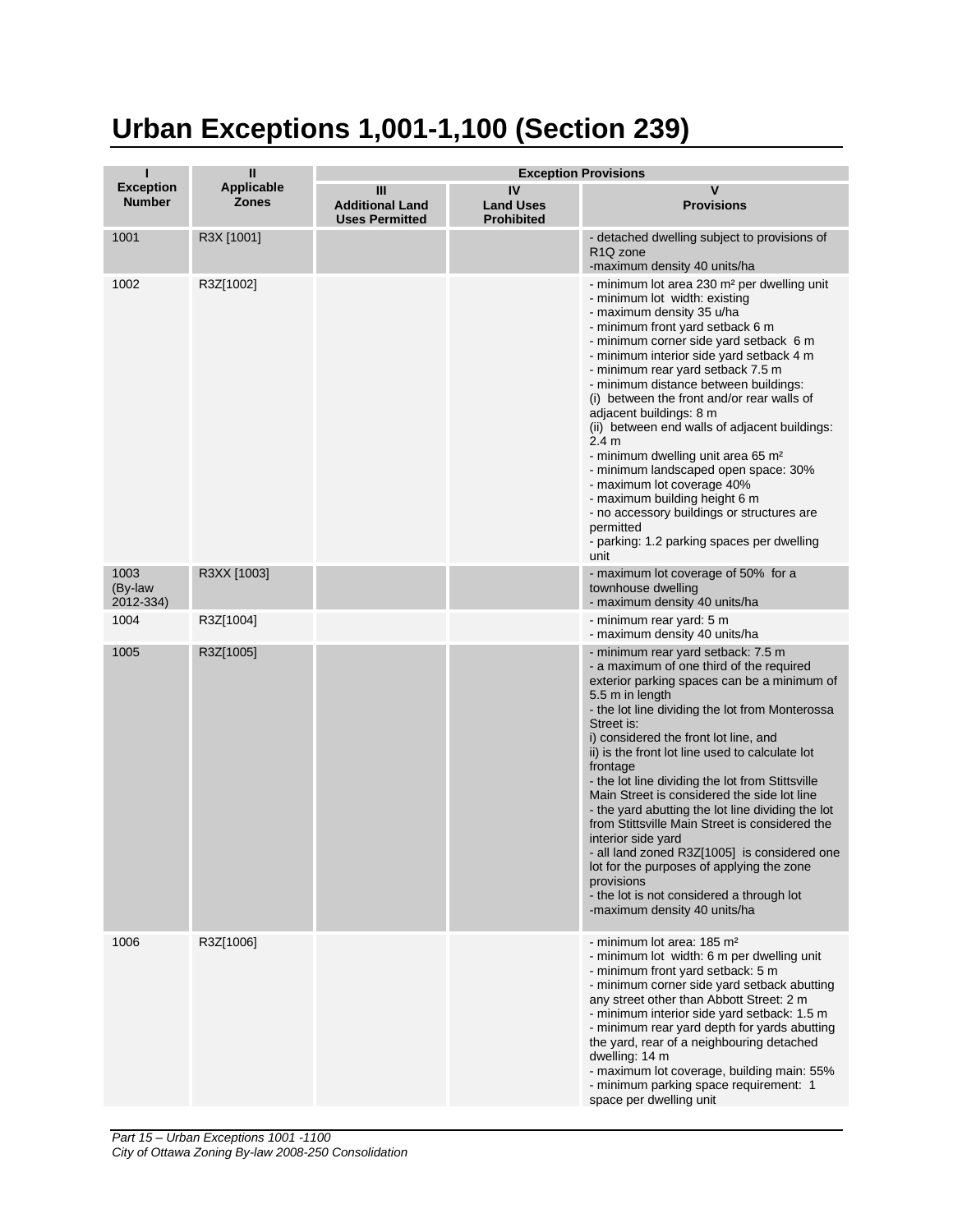# Urban Exceptions 1,001-1,100 (Section 239)

| I<br>Exception Number | II<br>Applicable Zones | Exception Provisions | | |
|---|---|---|---|---|
| | | III<br>Additional Land Uses Permitted | IV<br>Land Uses Prohibited | V<br>Provisions |
| 1001 | R3X [1001] | | | - detached dwelling subject to provisions of R1Q zone<br>-maximum density 40 units/ha |
| 1002 | R3Z[1002] | | | - minimum lot area 230 m² per dwelling unit<br>- minimum lot width: existing<br>- maximum density 35 u/ha<br>- minimum front yard setback 6 m<br>- minimum corner side yard setback 6 m<br>- minimum interior side yard setback 4 m<br>- minimum rear yard setback 7.5 m<br>- minimum distance between buildings:<br>(i) between the front and/or rear walls of adjacent buildings: 8 m<br>(ii) between end walls of adjacent buildings: 2.4 m<br>- minimum dwelling unit area 65 m²<br>- minimum landscaped open space: 30%<br>- maximum lot coverage 40%<br>- maximum building height 6 m<br>- no accessory buildings or structures are permitted<br>- parking: 1.2 parking spaces per dwelling unit |
| 1003 (By-law 2012-334) | R3XX [1003] | | | - maximum lot coverage of 50% for a townhouse dwelling<br>- maximum density 40 units/ha |
| 1004 | R3Z[1004] | | | - minimum rear yard: 5 m<br>- maximum density 40 units/ha |
| 1005 | R3Z[1005] | | | - minimum rear yard setback: 7.5 m<br>- a maximum of one third of the required exterior parking spaces can be a minimum of 5.5 m in length<br>- the lot line dividing the lot from Monterossa Street is:<br>i) considered the front lot line, and<br>ii) is the front lot line used to calculate lot frontage<br>- the lot line dividing the lot from Stittsville Main Street is considered the side lot line<br>- the yard abutting the lot line dividing the lot from Stittsville Main Street is considered the interior side yard<br>- all land zoned R3Z[1005] is considered one lot for the purposes of applying the zone provisions<br>- the lot is not considered a through lot<br>-maximum density 40 units/ha |
| 1006 | R3Z[1006] | | | - minimum lot area: 185 m²<br>- minimum lot width: 6 m per dwelling unit<br>- minimum front yard setback: 5 m<br>- minimum corner side yard setback abutting any street other than Abbott Street: 2 m<br>- minimum interior side yard setback: 1.5 m<br>- minimum rear yard depth for yards abutting the yard, rear of a neighbouring detached dwelling: 14 m<br>- maximum lot coverage, building main: 55%<br>- minimum parking space requirement: 1 space per dwelling unit |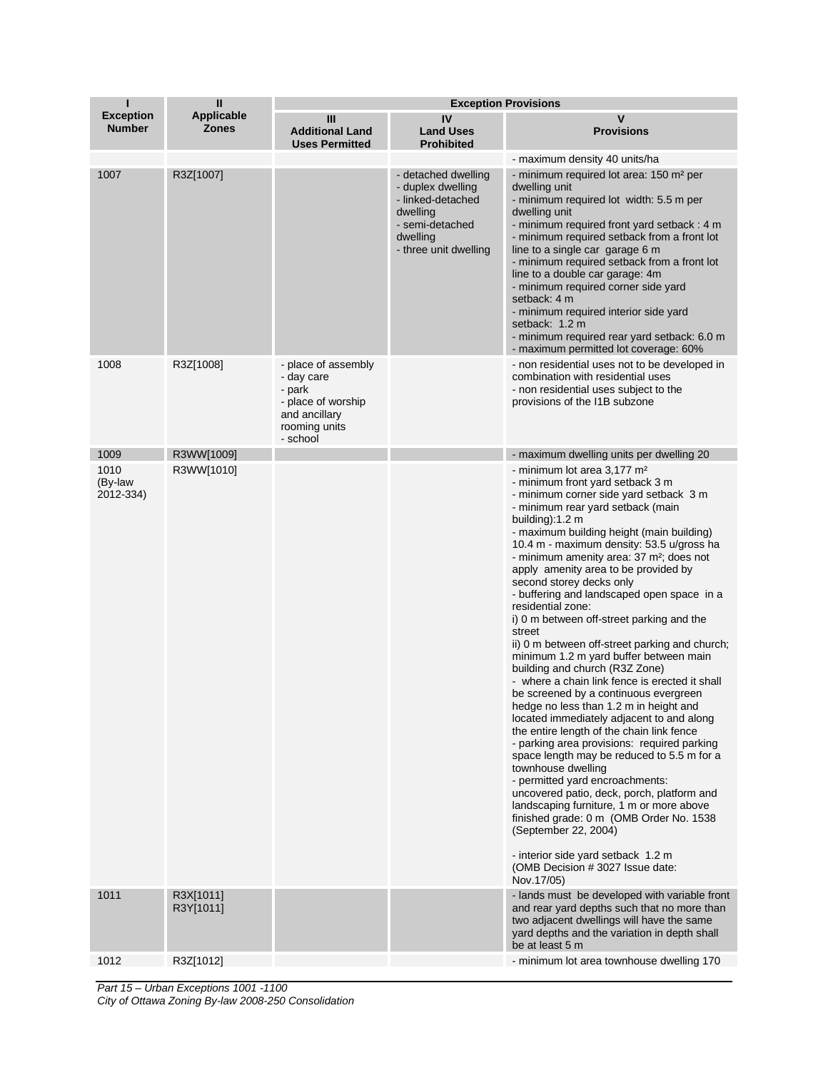| I<br>Exception Number | II<br>Applicable Zones | Exception Provisions | | |
|---|---|---|---|---|
| | | III<br>Additional Land Uses Permitted | IV<br>Land Uses Prohibited | V<br>Provisions |
| | | | | - maximum density 40 units/ha |
| 1007 | R3Z[1007] | | - detached dwelling<br>- duplex dwelling<br>- linked-detached dwelling<br>- semi-detached dwelling<br>- three unit dwelling | - minimum required lot area: 150 m² per dwelling unit<br>- minimum required lot width: 5.5 m per dwelling unit<br>- minimum required front yard setback : 4 m<br>- minimum required setback from a front lot line to a single car garage 6 m<br>- minimum required setback from a front lot line to a double car garage: 4m<br>- minimum required corner side yard setback: 4 m<br>- minimum required interior side yard setback: 1.2 m<br>- minimum required rear yard setback: 6.0 m<br>- maximum permitted lot coverage: 60% |
| 1008 | R3Z[1008] | - place of assembly<br>- day care<br>- park<br>- place of worship and ancillary rooming units<br>- school | | - non residential uses not to be developed in combination with residential uses<br>- non residential uses subject to the provisions of the I1B subzone |
| 1009 | R3WW[1009] | | | - maximum dwelling units per dwelling 20 |
| 1010 (By-law 2012-334) | R3WW[1010] | | | - minimum lot area 3,177 m²<br>- minimum front yard setback 3 m<br>- minimum corner side yard setback 3 m<br>- minimum rear yard setback (main building):1.2 m<br>- maximum building height (main building) 10.4 m - maximum density: 53.5 u/gross ha<br>- minimum amenity area: 37 m²; does not apply amenity area to be provided by second storey decks only<br>- buffering and landscaped open space in a residential zone:<br>i) 0 m between off-street parking and the street<br>ii) 0 m between off-street parking and church; minimum 1.2 m yard buffer between main building and church (R3Z Zone)<br>- where a chain link fence is erected it shall be screened by a continuous evergreen hedge no less than 1.2 m in height and located immediately adjacent to and along the entire length of the chain link fence<br>- parking area provisions: required parking space length may be reduced to 5.5 m for a townhouse dwelling<br>- permitted yard encroachments: uncovered patio, deck, porch, platform and landscaping furniture, 1 m or more above finished grade: 0 m (OMB Order No. 1538 (September 22, 2004)<br><br>- interior side yard setback 1.2 m (OMB Decision # 3027 Issue date: Nov.17/05) |
| 1011 | R3X[1011]<br>R3Y[1011] | | | - lands must be developed with variable front and rear yard depths such that no more than two adjacent dwellings will have the same yard depths and the variation in depth shall be at least 5 m |
| 1012 | R3Z[1012] | | | - minimum lot area townhouse dwelling 170 |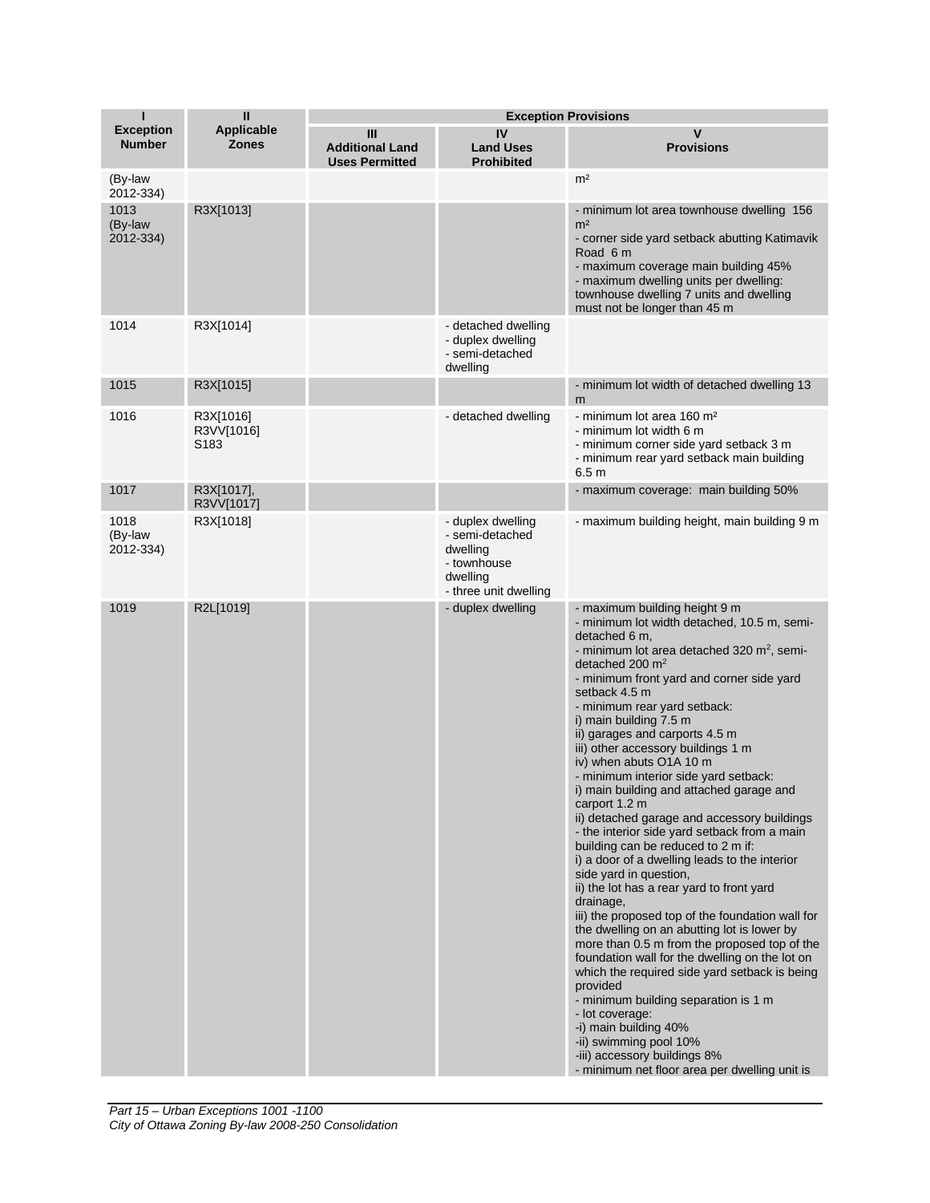| I<br>Exception Number | II<br>Applicable Zones | Exception Provisions | | |
|---|---|---|---|---|
| | | III<br>Additional Land Uses Permitted | IV<br>Land Uses Prohibited | V<br>Provisions |
| (By-law 2012-334) | | | | m² |
| 1013 (By-law 2012-334) | R3X[1013] | | | - minimum lot area townhouse dwelling 156 m²<br>- corner side yard setback abutting Katimavik Road 6 m<br>- maximum coverage main building 45%<br>- maximum dwelling units per dwelling: townhouse dwelling 7 units and dwelling must not be longer than 45 m |
| 1014 | R3X[1014] | | - detached dwelling<br>- duplex dwelling<br>- semi-detached dwelling | |
| 1015 | R3X[1015] | | | - minimum lot width of detached dwelling 13 m |
| 1016 | R3X[1016]<br>R3VV[1016]<br>S183 | | - detached dwelling | - minimum lot area 160 m²<br>- minimum lot width 6 m<br>- minimum corner side yard setback 3 m<br>- minimum rear yard setback main building 6.5 m |
| 1017 | R3X[1017],<br>R3VV[1017] | | | - maximum coverage: main building 50% |
| 1018 (By-law 2012-334) | R3X[1018] | | - duplex dwelling<br>- semi-detached dwelling<br>- townhouse dwelling<br>- three unit dwelling | - maximum building height, main building 9 m |
| 1019 | R2L[1019] | | - duplex dwelling | - maximum building height 9 m<br>- minimum lot width detached, 10.5 m, semi-detached 6 m,<br>- minimum lot area detached 320 m², semi-detached 200 m²<br>- minimum front yard and corner side yard setback 4.5 m<br>- minimum rear yard setback:<br>i) main building 7.5 m<br>ii) garages and carports 4.5 m<br>iii) other accessory buildings 1 m<br>iv) when abuts O1A 10 m<br>- minimum interior side yard setback:<br>i) main building and attached garage and carport 1.2 m<br>ii) detached garage and accessory buildings<br>- the interior side yard setback from a main building can be reduced to 2 m if:<br>i) a door of a dwelling leads to the interior side yard in question,<br>ii) the lot has a rear yard to front yard drainage,<br>iii) the proposed top of the foundation wall for the dwelling on an abutting lot is lower by more than 0.5 m from the proposed top of the foundation wall for the dwelling on the lot on which the required side yard setback is being provided<br>- minimum building separation is 1 m<br>- lot coverage:<br>-i) main building 40%<br>-ii) swimming pool 10%<br>-iii) accessory buildings 8%<br>- minimum net floor area per dwelling unit is |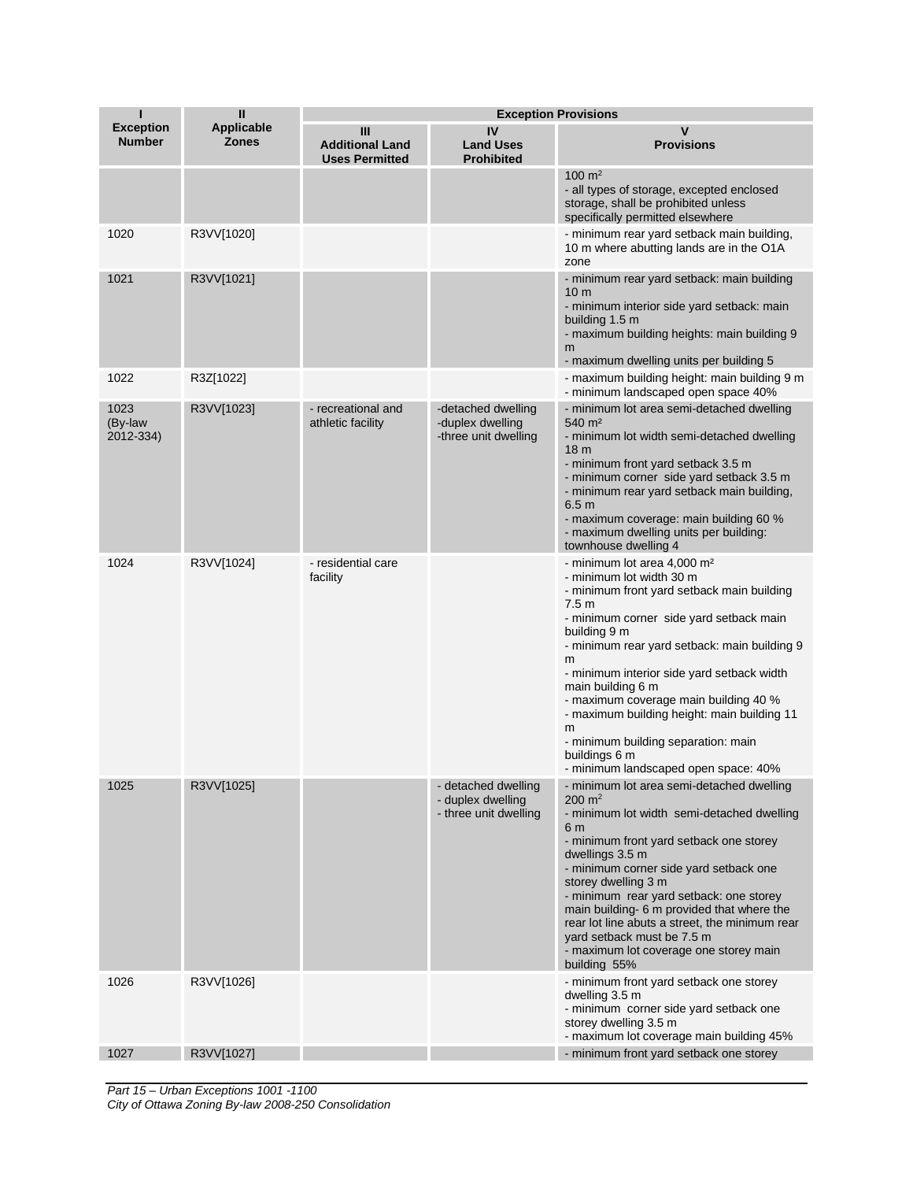| I | II | Exception Provisions | | |
|---|---|---|---|---|
| **Exception Number** | **Applicable Zones** | **III Additional Land Uses Permitted** | **IV Land Uses Prohibited** | **V Provisions** |
| | | | | 100 m²<br>- all types of storage, excepted enclosed storage, shall be prohibited unless specifically permitted elsewhere |
| 1020 | R3VV[1020] | | | - minimum rear yard setback main building, 10 m where abutting lands are in the O1A zone |
| 1021 | R3VV[1021] | | | - minimum rear yard setback: main building 10 m<br>- minimum interior side yard setback: main building 1.5 m<br>- maximum building heights: main building 9 m<br>- maximum dwelling units per building 5 |
| 1022 | R3Z[1022] | | | - maximum building height: main building 9 m<br>- minimum landscaped open space 40% |
| 1023 (By-law 2012-334) | R3VV[1023] | - recreational and athletic facility | -detached dwelling<br>-duplex dwelling<br>-three unit dwelling | - minimum lot area semi-detached dwelling 540 m²<br>- minimum lot width semi-detached dwelling 18 m<br>- minimum front yard setback 3.5 m<br>- minimum corner side yard setback 3.5 m<br>- minimum rear yard setback main building, 6.5 m<br>- maximum coverage: main building 60 %<br>- maximum dwelling units per building: townhouse dwelling 4 |
| 1024 | R3VV[1024] | - residential care facility | | - minimum lot area 4,000 m²<br>- minimum lot width 30 m<br>- minimum front yard setback main building 7.5 m<br>- minimum corner side yard setback main building 9 m<br>- minimum rear yard setback: main building 9 m<br>- minimum interior side yard setback width main building 6 m<br>- maximum coverage main building 40 %<br>- maximum building height: main building 11 m<br>- minimum building separation: main buildings 6 m<br>- minimum landscaped open space: 40% |
| 1025 | R3VV[1025] | | - detached dwelling<br>- duplex dwelling<br>- three unit dwelling | - minimum lot area semi-detached dwelling 200 m²<br>- minimum lot width semi-detached dwelling 6 m<br>- minimum front yard setback one storey dwellings 3.5 m<br>- minimum corner side yard setback one storey dwelling 3 m<br>- minimum rear yard setback: one storey main building- 6 m provided that where the rear lot line abuts a street, the minimum rear yard setback must be 7.5 m<br>- maximum lot coverage one storey main building 55% |
| 1026 | R3VV[1026] | | | - minimum front yard setback one storey dwelling 3.5 m<br>- minimum corner side yard setback one storey dwelling 3.5 m<br>- maximum lot coverage main building 45% |
| 1027 | R3VV[1027] | | | - minimum front yard setback one storey |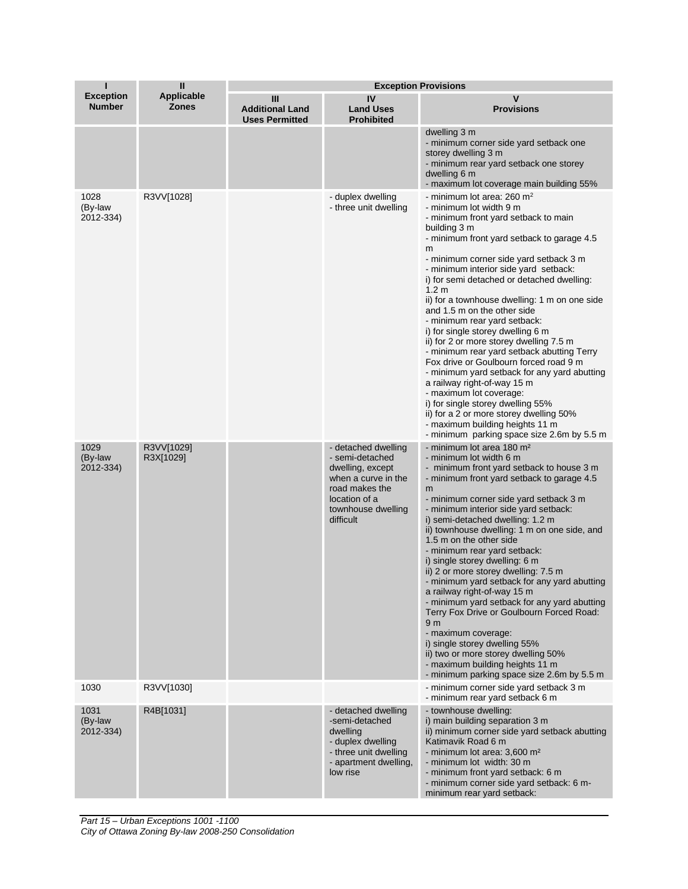| I<br>Exception Number | II<br>Applicable Zones | Exception Provisions | | |
|---|---|---|---|---|
| | | III<br>Additional Land Uses Permitted | IV<br>Land Uses Prohibited | V<br>Provisions |
| | | | | dwelling 3 m<br>- minimum corner side yard setback one storey dwelling 3 m<br>- minimum rear yard setback one storey dwelling 6 m<br>- maximum lot coverage main building 55% |
| 1028<br>(By-law 2012-334) | R3VV[1028] | | - duplex dwelling<br>- three unit dwelling | - minimum lot area: 260 m²<br>- minimum lot width 9 m<br>- minimum front yard setback to main building 3 m<br>- minimum front yard setback to garage 4.5 m<br>- minimum corner side yard setback 3 m<br>- minimum interior side yard setback:<br>i) for semi detached or detached dwelling: 1.2 m<br>ii) for a townhouse dwelling: 1 m on one side and 1.5 m on the other side<br>- minimum rear yard setback:<br>i) for single storey dwelling 6 m<br>ii) for 2 or more storey dwelling 7.5 m<br>- minimum rear yard setback abutting Terry Fox drive or Goulbourn forced road 9 m<br>- minimum yard setback for any yard abutting a railway right-of-way 15 m<br>- maximum lot coverage:<br>i) for single storey dwelling 55%<br>ii) for a 2 or more storey dwelling 50%<br>- maximum building heights 11 m<br>- minimum parking space size 2.6m by 5.5 m |
| 1029<br>(By-law 2012-334) | R3VV[1029]<br>R3X[1029] | | - detached dwelling<br>- semi-detached dwelling, except when a curve in the road makes the location of a townhouse dwelling difficult | - minimum lot area 180 m²<br>- minimum lot width 6 m<br>- minimum front yard setback to house 3 m<br>- minimum front yard setback to garage 4.5 m<br>- minimum corner side yard setback 3 m<br>- minimum interior side yard setback:<br>i) semi-detached dwelling: 1.2 m<br>ii) townhouse dwelling: 1 m on one side, and 1.5 m on the other side<br>- minimum rear yard setback:<br>i) single storey dwelling: 6 m<br>ii) 2 or more storey dwelling: 7.5 m<br>- minimum yard setback for any yard abutting a railway right-of-way 15 m<br>- minimum yard setback for any yard abutting Terry Fox Drive or Goulbourn Forced Road: 9 m<br>- maximum coverage:<br>i) single storey dwelling 55%<br>ii) two or more storey dwelling 50%<br>- maximum building heights 11 m<br>- minimum parking space size 2.6m by 5.5 m |
| 1030 | R3VV[1030] | | | - minimum corner side yard setback 3 m<br>- minimum rear yard setback 6 m |
| 1031<br>(By-law 2012-334) | R4B[1031] | | - detached dwelling<br>-semi-detached dwelling<br>- duplex dwelling<br>- three unit dwelling<br>- apartment dwelling, low rise | - townhouse dwelling:<br>i) main building separation 3 m<br>ii) minimum corner side yard setback abutting Katimavik Road 6 m<br>- minimum lot area: 3,600 m²<br>- minimum lot width: 30 m<br>- minimum front yard setback: 6 m<br>- minimum corner side yard setback: 6 m-minimum rear yard setback: |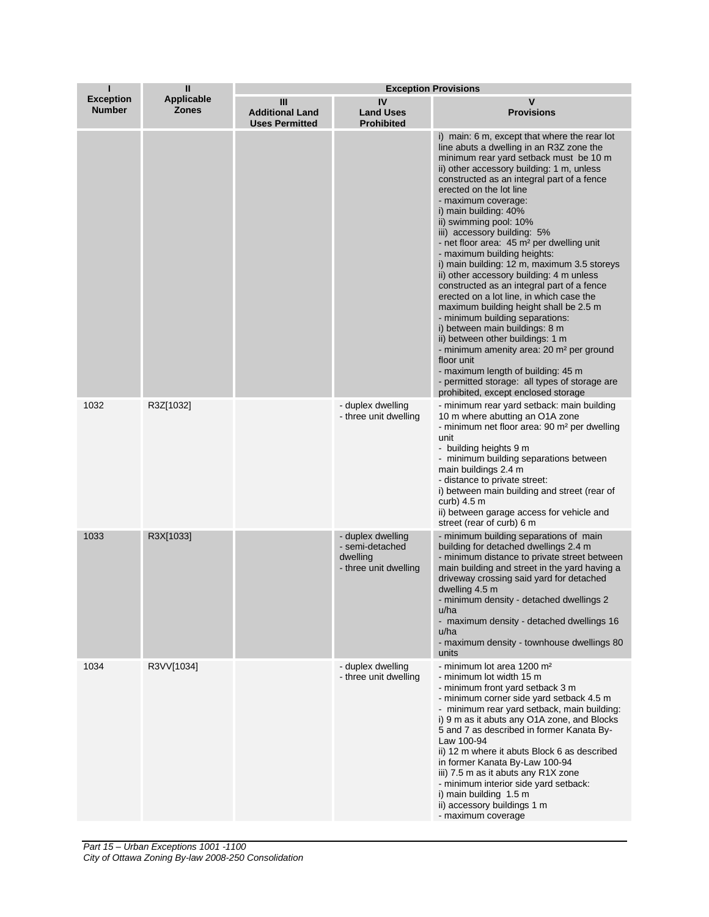| I<br>Exception Number | II<br>Applicable Zones | Exception Provisions | | |
|---|---|---|---|---|
| | | III<br>Additional Land Uses Permitted | IV<br>Land Uses Prohibited | V<br>Provisions |
| | | | | i) main: 6 m, except that where the rear lot line abuts a dwelling in an R3Z zone the minimum rear yard setback must be 10 m<br>ii) other accessory building: 1 m, unless constructed as an integral part of a fence erected on the lot line<br>- maximum coverage:<br>i) main building: 40%<br>ii) swimming pool: 10%<br>iii) accessory building: 5%<br>- net floor area: 45 m² per dwelling unit<br>- maximum building heights:<br>i) main building: 12 m, maximum 3.5 storeys<br>ii) other accessory building: 4 m unless constructed as an integral part of a fence erected on a lot line, in which case the maximum building height shall be 2.5 m<br>- minimum building separations:<br>i) between main buildings: 8 m<br>ii) between other buildings: 1 m<br>- minimum amenity area: 20 m² per ground floor unit<br>- maximum length of building: 45 m<br>- permitted storage: all types of storage are prohibited, except enclosed storage |
| 1032 | R3Z[1032] | | - duplex dwelling<br>- three unit dwelling | - minimum rear yard setback: main building 10 m where abutting an O1A zone<br>- minimum net floor area: 90 m² per dwelling unit<br>- building heights 9 m<br>- minimum building separations between main buildings 2.4 m<br>- distance to private street:<br>i) between main building and street (rear of curb) 4.5 m<br>ii) between garage access for vehicle and street (rear of curb) 6 m |
| 1033 | R3X[1033] | | - duplex dwelling<br>- semi-detached dwelling<br>- three unit dwelling | - minimum building separations of main building for detached dwellings 2.4 m<br>- minimum distance to private street between main building and street in the yard having a driveway crossing said yard for detached dwelling 4.5 m<br>- minimum density - detached dwellings 2 u/ha<br>- maximum density - detached dwellings 16 u/ha<br>- maximum density - townhouse dwellings 80 units |
| 1034 | R3VV[1034] | | - duplex dwelling<br>- three unit dwelling | - minimum lot area 1200 m²<br>- minimum lot width 15 m<br>- minimum front yard setback 3 m<br>- minimum corner side yard setback 4.5 m<br>- minimum rear yard setback, main building:<br>i) 9 m as it abuts any O1A zone, and Blocks 5 and 7 as described in former Kanata By-Law 100-94<br>ii) 12 m where it abuts Block 6 as described in former Kanata By-Law 100-94<br>iii) 7.5 m as it abuts any R1X zone<br>- minimum interior side yard setback:<br>i) main building 1.5 m<br>ii) accessory buildings 1 m<br>- maximum coverage |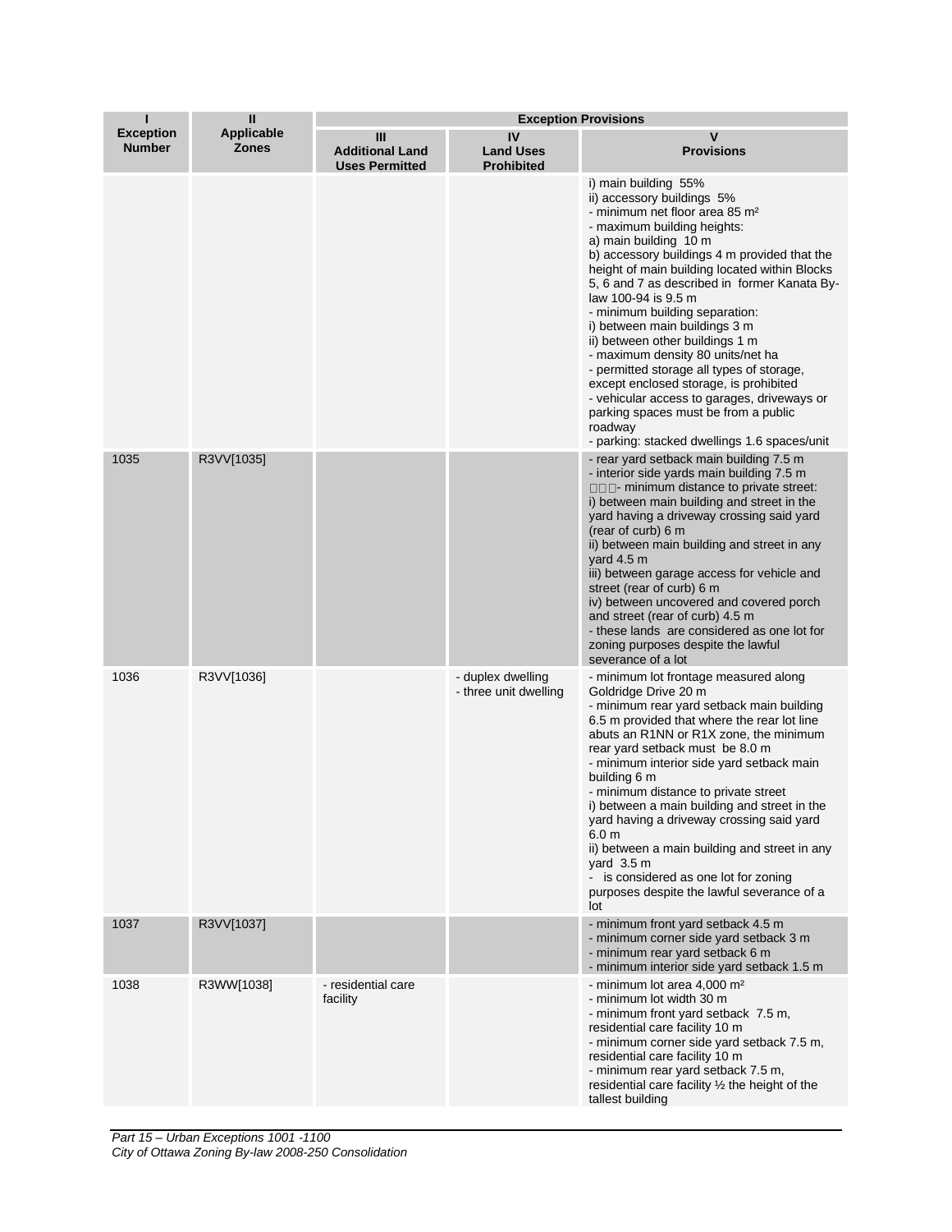| I<br>Exception Number | II<br>Applicable Zones | Exception Provisions | | |
|---|---|---|---|---|
| | | III<br>Additional Land Uses Permitted | IV<br>Land Uses Prohibited | V<br>Provisions |
| | | | | i) main building 55%<br>ii) accessory buildings 5%<br>- minimum net floor area 85 m²<br>- maximum building heights:<br>a) main building 10 m<br>b) accessory buildings 4 m provided that the height of main building located within Blocks 5, 6 and 7 as described in former Kanata By-law 100-94 is 9.5 m<br>- minimum building separation:<br>i) between main buildings 3 m<br>ii) between other buildings 1 m<br>- maximum density 80 units/net ha<br>- permitted storage all types of storage, except enclosed storage, is prohibited<br>- vehicular access to garages, driveways or parking spaces must be from a public roadway<br>- parking: stacked dwellings 1.6 spaces/unit |
| 1035 | R3VV[1035] | | | - rear yard setback main building 7.5 m<br>- interior side yards main building 7.5 m<br>- minimum distance to private street:<br>i) between main building and street in the yard having a driveway crossing said yard (rear of curb) 6 m<br>ii) between main building and street in any yard 4.5 m<br>iii) between garage access for vehicle and street (rear of curb) 6 m<br>iv) between uncovered and covered porch and street (rear of curb) 4.5 m<br>- these lands are considered as one lot for zoning purposes despite the lawful severance of a lot |
| 1036 | R3VV[1036] | | - duplex dwelling<br>- three unit dwelling | - minimum lot frontage measured along Goldridge Drive 20 m<br>- minimum rear yard setback main building 6.5 m provided that where the rear lot line abuts an R1NN or R1X zone, the minimum rear yard setback must be 8.0 m<br>- minimum interior side yard setback main building 6 m<br>- minimum distance to private street<br>i) between a main building and street in the yard having a driveway crossing said yard 6.0 m<br>ii) between a main building and street in any yard 3.5 m<br>- is considered as one lot for zoning purposes despite the lawful severance of a lot |
| 1037 | R3VV[1037] | | | - minimum front yard setback 4.5 m<br>- minimum corner side yard setback 3 m<br>- minimum rear yard setback 6 m<br>- minimum interior side yard setback 1.5 m |
| 1038 | R3WW[1038] | - residential care facility | | - minimum lot area 4,000 m²<br>- minimum lot width 30 m<br>- minimum front yard setback 7.5 m, residential care facility 10 m<br>- minimum corner side yard setback 7.5 m, residential care facility 10 m<br>- minimum rear yard setback 7.5 m, residential care facility ½ the height of the tallest building |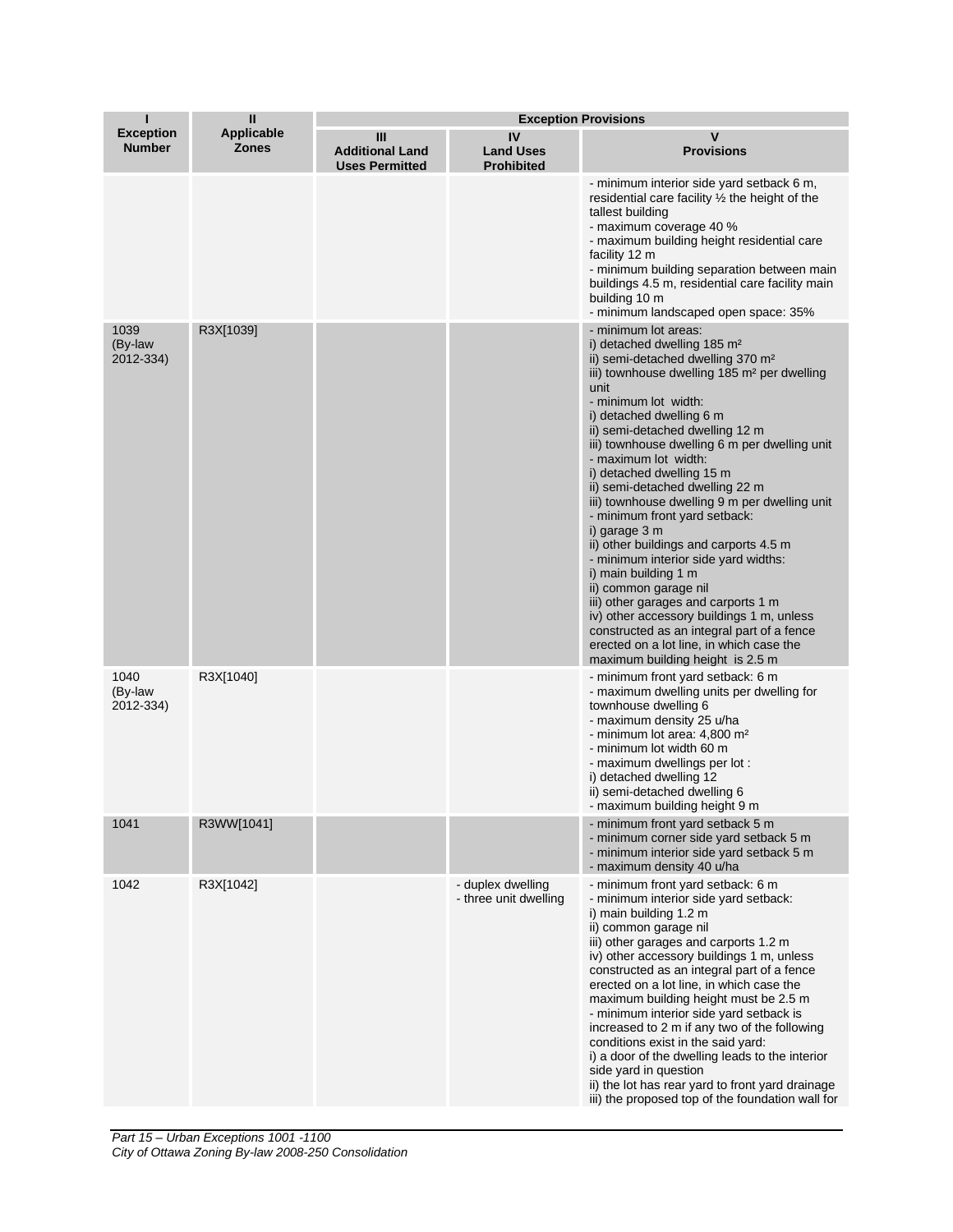| I<br>Exception Number | II<br>Applicable Zones | Exception Provisions | | |
|---|---|---|---|---|
| | | III<br>Additional Land Uses Permitted | IV<br>Land Uses Prohibited | V<br>Provisions |
| | | | | - minimum interior side yard setback 6 m, residential care facility ½ the height of the tallest building<br>- maximum coverage 40 %<br>- maximum building height residential care facility 12 m<br>- minimum building separation between main buildings 4.5 m, residential care facility main building 10 m<br>- minimum landscaped open space: 35% |
| 1039 (By-law 2012-334) | R3X[1039] | | | - minimum lot areas:<br>i) detached dwelling 185 m²<br>ii) semi-detached dwelling 370 m²<br>iii) townhouse dwelling 185 m² per dwelling unit<br>- minimum lot width:<br>i) detached dwelling 6 m<br>ii) semi-detached dwelling 12 m<br>iii) townhouse dwelling 6 m per dwelling unit<br>- maximum lot width:<br>i) detached dwelling 15 m<br>ii) semi-detached dwelling 22 m<br>iii) townhouse dwelling 9 m per dwelling unit<br>- minimum front yard setback:<br>i) garage 3 m<br>ii) other buildings and carports 4.5 m<br>- minimum interior side yard widths:<br>i) main building 1 m<br>ii) common garage nil<br>iii) other garages and carports 1 m<br>iv) other accessory buildings 1 m, unless constructed as an integral part of a fence erected on a lot line, in which case the maximum building height is 2.5 m |
| 1040 (By-law 2012-334) | R3X[1040] | | | - minimum front yard setback: 6 m<br>- maximum dwelling units per dwelling for townhouse dwelling 6<br>- maximum density 25 u/ha<br>- minimum lot area: 4,800 m²<br>- minimum lot width 60 m<br>- maximum dwellings per lot :<br>i) detached dwelling 12<br>ii) semi-detached dwelling 6<br>- maximum building height 9 m |
| 1041 | R3WW[1041] | | | - minimum front yard setback 5 m<br>- minimum corner side yard setback 5 m<br>- minimum interior side yard setback 5 m<br>- maximum density 40 u/ha |
| 1042 | R3X[1042] | | - duplex dwelling<br>- three unit dwelling | - minimum front yard setback: 6 m<br>- minimum interior side yard setback:<br>i) main building 1.2 m<br>ii) common garage nil<br>iii) other garages and carports 1.2 m<br>iv) other accessory buildings 1 m, unless constructed as an integral part of a fence erected on a lot line, in which case the maximum building height must be 2.5 m<br>- minimum interior side yard setback is increased to 2 m if any two of the following conditions exist in the said yard:<br>i) a door of the dwelling leads to the interior side yard in question<br>ii) the lot has rear yard to front yard drainage<br>iii) the proposed top of the foundation wall for |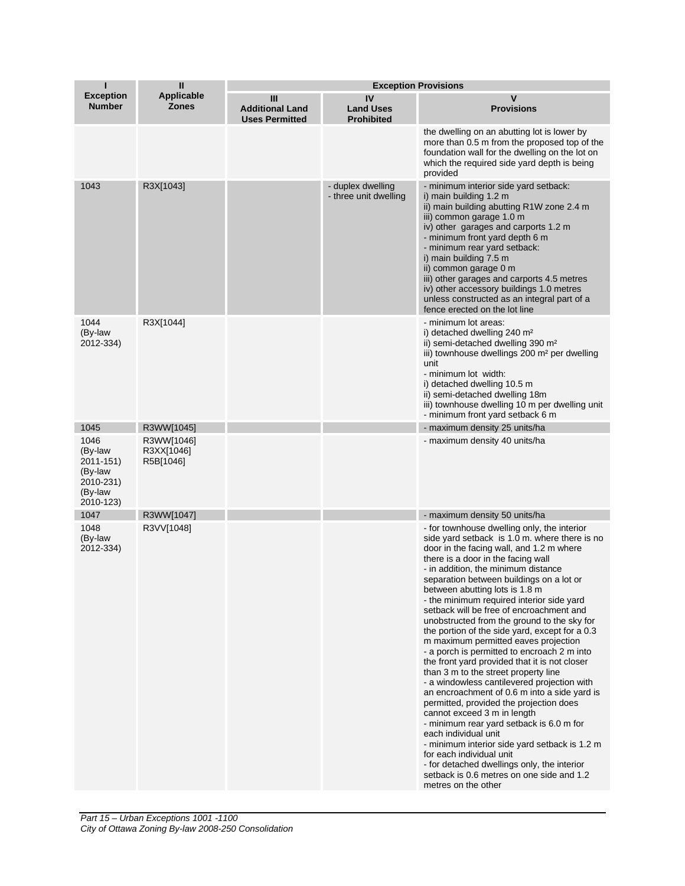| I<br>Exception Number | II<br>Applicable Zones | Exception Provisions | | |
|---|---|---|---|---|
| | | III<br>Additional Land Uses Permitted | IV<br>Land Uses Prohibited | V<br>Provisions |
| | | | | the dwelling on an abutting lot is lower by more than 0.5 m from the proposed top of the foundation wall for the dwelling on the lot on which the required side yard depth is being provided |
| 1043 | R3X[1043] | | - duplex dwelling<br>- three unit dwelling | - minimum interior side yard setback:<br>i) main building 1.2 m<br>ii) main building abutting R1W zone 2.4 m<br>iii) common garage 1.0 m<br>iv) other garages and carports 1.2 m<br>- minimum front yard depth 6 m<br>- minimum rear yard setback:<br>i) main building 7.5 m<br>ii) common garage 0 m<br>iii) other garages and carports 4.5 metres<br>iv) other accessory buildings 1.0 metres unless constructed as an integral part of a fence erected on the lot line |
| 1044<br>(By-law 2012-334) | R3X[1044] | | | - minimum lot areas:<br>i) detached dwelling 240 m²<br>ii) semi-detached dwelling 390 m²<br>iii) townhouse dwellings 200 m² per dwelling unit<br>- minimum lot width:<br>i) detached dwelling 10.5 m<br>ii) semi-detached dwelling 18m<br>iii) townhouse dwelling 10 m per dwelling unit<br>- minimum front yard setback 6 m |
| 1045 | R3WW[1045] | | | - maximum density 25 units/ha |
| 1046<br>(By-law 2011-151)<br>(By-law 2010-231)<br>(By-law 2010-123) | R3WW[1046]<br>R3XX[1046]<br>R5B[1046] | | | - maximum density 40 units/ha |
| 1047 | R3WW[1047] | | | - maximum density 50 units/ha |
| 1048<br>(By-law 2012-334) | R3VV[1048] | | | - for townhouse dwelling only, the interior side yard setback is 1.0 m. where there is no door in the facing wall, and 1.2 m where there is a door in the facing wall<br>- in addition, the minimum distance separation between buildings on a lot or between abutting lots is 1.8 m<br>- the minimum required interior side yard setback will be free of encroachment and unobstructed from the ground to the sky for the portion of the side yard, except for a 0.3 m maximum permitted eaves projection<br>- a porch is permitted to encroach 2 m into the front yard provided that it is not closer than 3 m to the street property line<br>- a windowless cantilevered projection with an encroachment of 0.6 m into a side yard is permitted, provided the projection does cannot exceed 3 m in length<br>- minimum rear yard setback is 6.0 m for each individual unit<br>- minimum interior side yard setback is 1.2 m for each individual unit<br>- for detached dwellings only, the interior setback is 0.6 metres on one side and 1.2 metres on the other |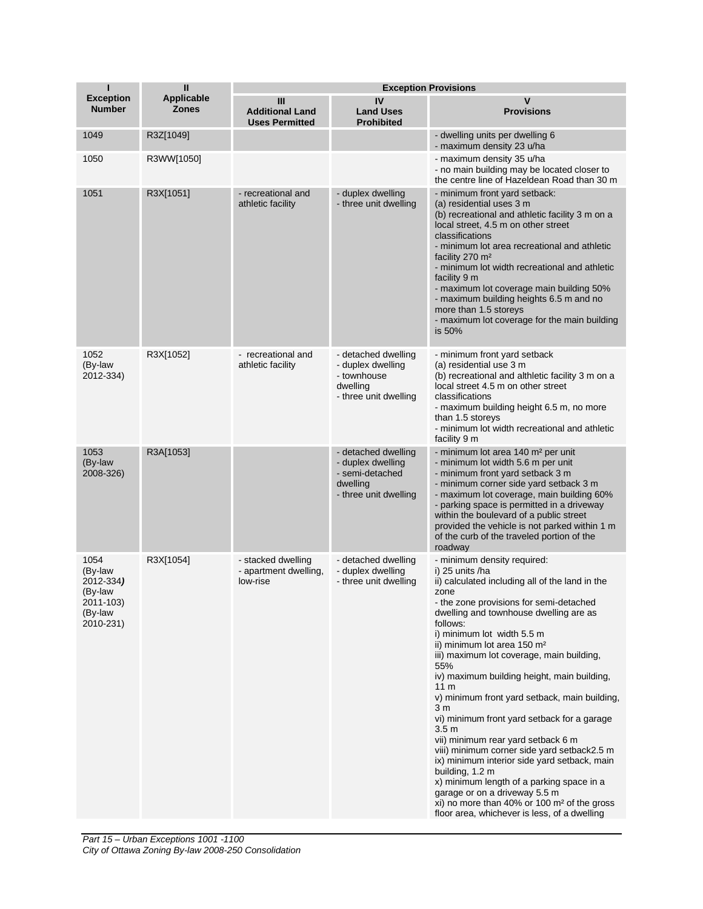| I<br>Exception Number | II<br>Applicable Zones | Exception Provisions | | |
|---|---|---|---|---|
| | | III<br>Additional Land Uses Permitted | IV<br>Land Uses Prohibited | V<br>Provisions |
| 1049 | R3Z[1049] | | | - dwelling units per dwelling 6<br>- maximum density 23 u/ha |
| 1050 | R3WW[1050] | | | - maximum density 35 u/ha<br>- no main building may be located closer to the centre line of Hazeldean Road than 30 m |
| 1051 | R3X[1051] | - recreational and athletic facility | - duplex dwelling<br>- three unit dwelling | - minimum front yard setback:<br>(a) residential uses 3 m<br>(b) recreational and athletic facility 3 m on a local street, 4.5 m on other street classifications<br>- minimum lot area recreational and athletic facility 270 m²<br>- minimum lot width recreational and athletic facility 9 m<br>- maximum lot coverage main building 50%<br>- maximum building heights 6.5 m and no more than 1.5 storeys<br>- maximum lot coverage for the main building is 50% |
| 1052<br>(By-law 2012-334) | R3X[1052] | - recreational and athletic facility | - detached dwelling<br>- duplex dwelling<br>- townhouse dwelling<br>- three unit dwelling | - minimum front yard setback<br>(a) residential use 3 m<br>(b) recreational and althletic facility 3 m on a local street 4.5 m on other street classifications<br>- maximum building height 6.5 m, no more than 1.5 storeys<br>- minimum lot width recreational and athletic facility 9 m |
| 1053<br>(By-law 2008-326) | R3A[1053] | | - detached dwelling<br>- duplex dwelling<br>- semi-detached dwelling<br>- three unit dwelling | - minimum lot area 140 m² per unit<br>- minimum lot width 5.6 m per unit<br>- minimum front yard setback 3 m<br>- minimum corner side yard setback 3 m<br>- maximum lot coverage, main building 60%<br>- parking space is permitted in a driveway within the boulevard of a public street provided the vehicle is not parked within 1 m of the curb of the traveled portion of the roadway |
| 1054<br>(By-law 2012-334)<br>(By-law 2011-103)<br>(By-law 2010-231) | R3X[1054] | - stacked dwelling<br>- apartment dwelling, low-rise | - detached dwelling<br>- duplex dwelling<br>- three unit dwelling | - minimum density required:<br>i) 25 units /ha<br>ii) calculated including all of the land in the zone<br>- the zone provisions for semi-detached dwelling and townhouse dwelling are as follows:<br>i) minimum lot width 5.5 m<br>ii) minimum lot area 150 m²<br>iii) maximum lot coverage, main building, 55%<br>iv) maximum building height, main building, 11 m<br>v) minimum front yard setback, main building, 3 m<br>vi) minimum front yard setback for a garage 3.5 m<br>vii) minimum rear yard setback 6 m<br>viii) minimum corner side yard setback2.5 m<br>ix) minimum interior side yard setback, main building, 1.2 m<br>x) minimum length of a parking space in a garage or on a driveway 5.5 m<br>xi) no more than 40% or 100 m² of the gross floor area, whichever is less, of a dwelling |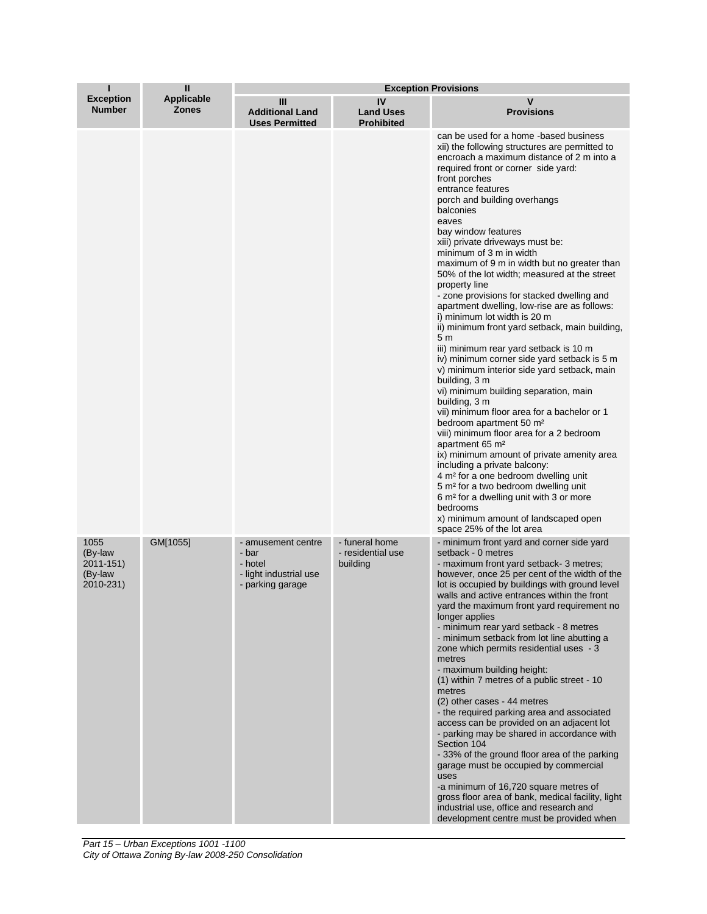| I<br>Exception Number | II<br>Applicable Zones | Exception Provisions | | |
|---|---|---|---|---|
| | | III<br>Additional Land Uses Permitted | IV<br>Land Uses Prohibited | V<br>Provisions |
| | | | | can be used for a home -based business<br>xii) the following structures are permitted to encroach a maximum distance of 2 m into a required front or corner side yard:<br>front porches<br>entrance features<br>porch and building overhangs<br>balconies<br>eaves<br>bay window features<br>xiii) private driveways must be:<br>minimum of 3 m in width<br>maximum of 9 m in width but no greater than 50% of the lot width; measured at the street property line<br>- zone provisions for stacked dwelling and apartment dwelling, low-rise are as follows:<br>i) minimum lot width is 20 m<br>ii) minimum front yard setback, main building, 5 m<br>iii) minimum rear yard setback is 10 m<br>iv) minimum corner side yard setback is 5 m<br>v) minimum interior side yard setback, main building, 3 m<br>vi) minimum building separation, main building, 3 m<br>vii) minimum floor area for a bachelor or 1 bedroom apartment 50 m²<br>viii) minimum floor area for a 2 bedroom apartment 65 m²<br>ix) minimum amount of private amenity area including a private balcony:<br>4 m² for a one bedroom dwelling unit<br>5 m² for a two bedroom dwelling unit<br>6 m² for a dwelling unit with 3 or more bedrooms<br>x) minimum amount of landscaped open space 25% of the lot area |
| 1055<br>(By-law 2011-151)<br>(By-law 2010-231) | GM[1055] | - amusement centre<br>- bar<br>- hotel<br>- light industrial use<br>- parking garage | - funeral home<br>- residential use building | - minimum front yard and corner side yard setback - 0 metres<br>- maximum front yard setback- 3 metres; however, once 25 per cent of the width of the lot is occupied by buildings with ground level walls and active entrances within the front yard the maximum front yard requirement no longer applies<br>- minimum rear yard setback - 8 metres<br>- minimum setback from lot line abutting a zone which permits residential uses - 3 metres<br>- maximum building height:<br>(1) within 7 metres of a public street - 10 metres<br>(2) other cases - 44 metres<br>- the required parking area and associated access can be provided on an adjacent lot<br>- parking may be shared in accordance with Section 104<br>- 33% of the ground floor area of the parking garage must be occupied by commercial uses<br>-a minimum of 16,720 square metres of gross floor area of bank, medical facility, light industrial use, office and research and development centre must be provided when |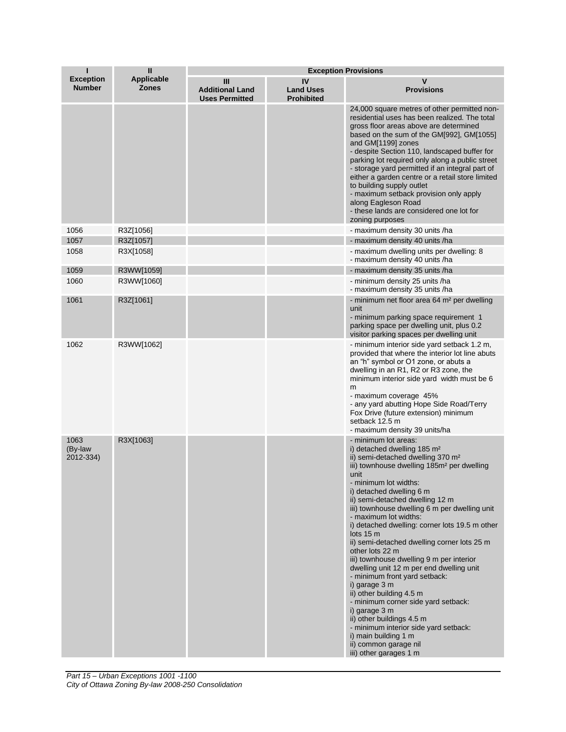| I<br>Exception Number | II<br>Applicable Zones | Exception Provisions | | |
|---|---|---|---|---|
| | | III<br>Additional Land Uses Permitted | IV<br>Land Uses Prohibited | V<br>Provisions |
| | | | | 24,000 square metres of other permitted non-residential uses has been realized. The total gross floor areas above are determined based on the sum of the GM[992], GM[1055] and GM[1199] zones<br>- despite Section 110, landscaped buffer for parking lot required only along a public street<br>- storage yard permitted if an integral part of either a garden centre or a retail store limited to building supply outlet<br>- maximum setback provision only apply along Eagleson Road<br>- these lands are considered one lot for zoning purposes |
| 1056 | R3Z[1056] | | | - maximum density 30 units /ha |
| 1057 | R3Z[1057] | | | - maximum density 40 units /ha |
| 1058 | R3X[1058] | | | - maximum dwelling units per dwelling: 8<br>- maximum density 40 units /ha |
| 1059 | R3WW[1059] | | | - maximum density 35 units /ha |
| 1060 | R3WW[1060] | | | - minimum density 25 units /ha<br>- maximum density 35 units /ha |
| 1061 | R3Z[1061] | | | - minimum net floor area 64 m² per dwelling unit<br>- minimum parking space requirement 1 parking space per dwelling unit, plus 0.2 visitor parking spaces per dwelling unit |
| 1062 | R3WW[1062] | | | - minimum interior side yard setback 1.2 m, provided that where the interior lot line abuts an "h" symbol or O1 zone, or abuts a dwelling in an R1, R2 or R3 zone, the minimum interior side yard width must be 6 m<br>- maximum coverage 45%<br>- any yard abutting Hope Side Road/Terry Fox Drive (future extension) minimum setback 12.5 m<br>- maximum density 39 units/ha |
| 1063<br>(By-law 2012-334) | R3X[1063] | | | - minimum lot areas:<br>i) detached dwelling 185 m²<br>ii) semi-detached dwelling 370 m²<br>iii) townhouse dwelling 185m² per dwelling unit<br>- minimum lot widths:<br>i) detached dwelling 6 m<br>ii) semi-detached dwelling 12 m<br>iii) townhouse dwelling 6 m per dwelling unit<br>- maximum lot widths:<br>i) detached dwelling: corner lots 19.5 m other lots 15 m<br>ii) semi-detached dwelling corner lots 25 m other lots 22 m<br>iii) townhouse dwelling 9 m per interior dwelling unit 12 m per end dwelling unit<br>- minimum front yard setback:<br>i) garage 3 m<br>ii) other building 4.5 m<br>- minimum corner side yard setback:<br>i) garage 3 m<br>ii) other buildings 4.5 m<br>- minimum interior side yard setback:<br>i) main building 1 m<br>ii) common garage nil<br>iii) other garages 1 m |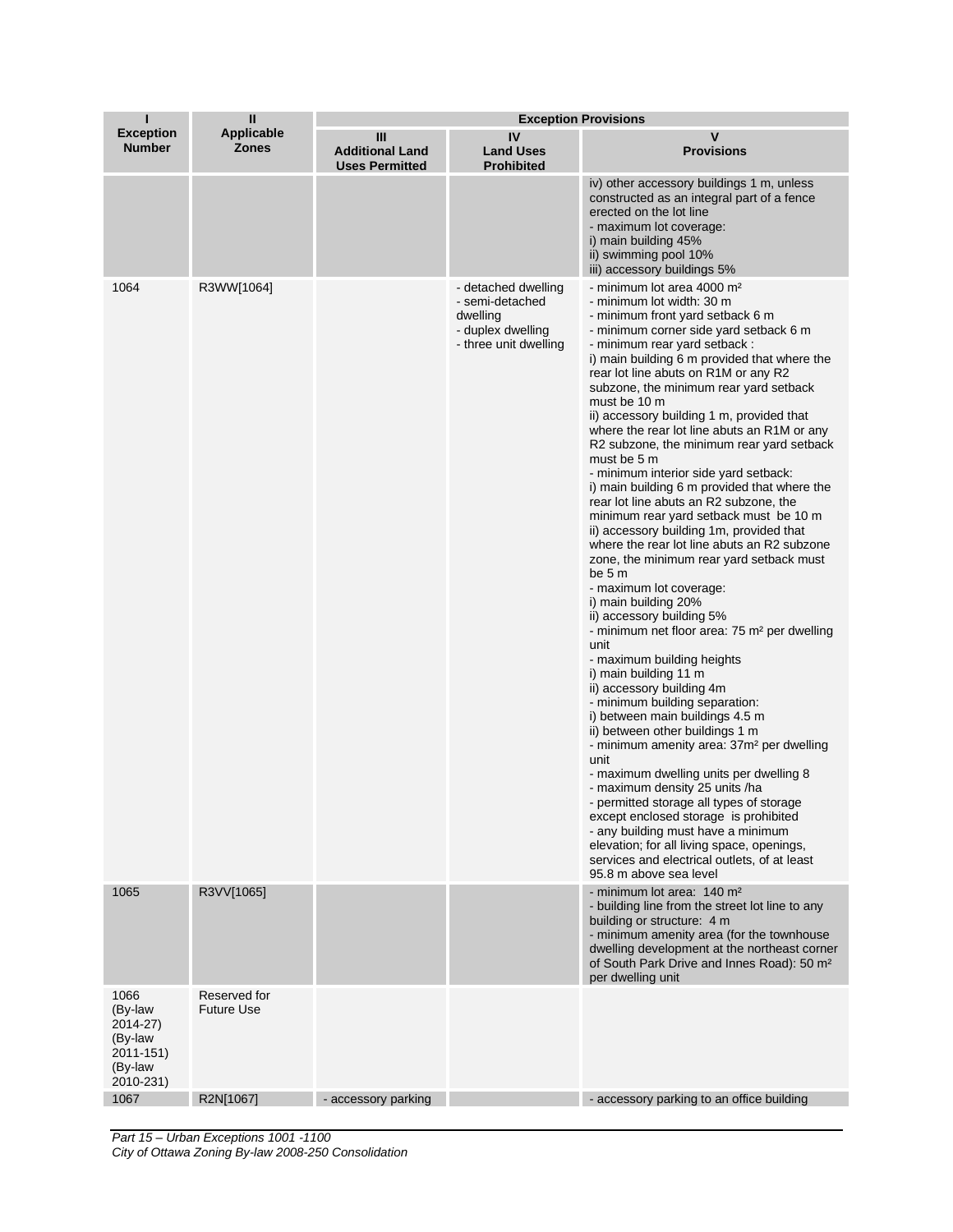| I<br>Exception Number | II<br>Applicable Zones | Exception Provisions | | |
|---|---|---|---|---|
| | | III<br>Additional Land Uses Permitted | IV<br>Land Uses Prohibited | V<br>Provisions |
| | | | | iv) other accessory buildings 1 m, unless constructed as an integral part of a fence erected on the lot line<br>- maximum lot coverage:<br>i) main building 45%<br>ii) swimming pool 10%<br>iii) accessory buildings 5% |
| 1064 | R3WW[1064] | | - detached dwelling<br>- semi-detached dwelling<br>- duplex dwelling<br>- three unit dwelling | - minimum lot area 4000 m²<br>- minimum lot width: 30 m<br>- minimum front yard setback 6 m<br>- minimum corner side yard setback 6 m<br>- minimum rear yard setback :<br>i) main building 6 m provided that where the rear lot line abuts on R1M or any R2 subzone, the minimum rear yard setback must be 10 m<br>ii) accessory building 1 m, provided that where the rear lot line abuts an R1M or any R2 subzone, the minimum rear yard setback must be 5 m<br>- minimum interior side yard setback:<br>i) main building 6 m provided that where the rear lot line abuts an R2 subzone, the minimum rear yard setback must be 10 m<br>ii) accessory building 1m, provided that where the rear lot line abuts an R2 subzone zone, the minimum rear yard setback must be 5 m<br>- maximum lot coverage:<br>i) main building 20%<br>ii) accessory building 5%<br>- minimum net floor area: 75 m² per dwelling unit<br>- maximum building heights<br>i) main building 11 m<br>ii) accessory building 4m<br>- minimum building separation:<br>i) between main buildings 4.5 m<br>ii) between other buildings 1 m<br>- minimum amenity area: 37m² per dwelling unit<br>- maximum dwelling units per dwelling 8<br>- maximum density 25 units /ha<br>- permitted storage all types of storage except enclosed storage is prohibited<br>- any building must have a minimum elevation; for all living space, openings, services and electrical outlets, of at least 95.8 m above sea level |
| 1065 | R3VV[1065] | | | - minimum lot area: 140 m²<br>- building line from the street lot line to any building or structure: 4 m<br>- minimum amenity area (for the townhouse dwelling development at the northeast corner of South Park Drive and Innes Road): 50 m² per dwelling unit |
| 1066<br>(By-law 2014-27)<br>(By-law 2011-151)<br>(By-law 2010-231) | Reserved for Future Use | | | |
| 1067 | R2N[1067] | - accessory parking | | - accessory parking to an office building |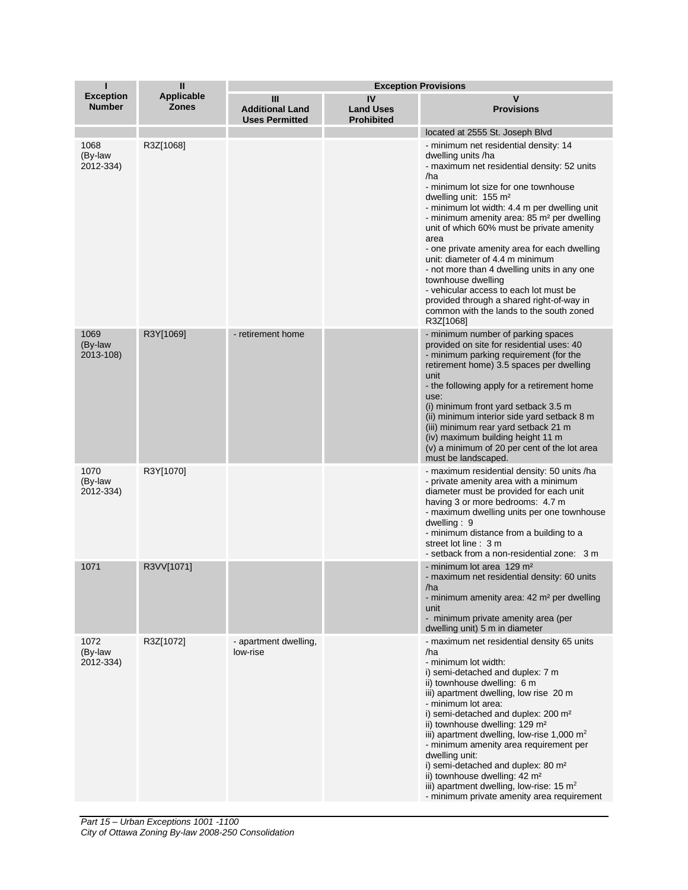| I<br>Exception Number | II<br>Applicable Zones | Exception Provisions | | |
|---|---|---|---|---|
| | | III<br>Additional Land Uses Permitted | IV<br>Land Uses Prohibited | V<br>Provisions |
| | | | | located at 2555 St. Joseph Blvd |
| 1068 (By-law 2012-334) | R3Z[1068] | | | - minimum net residential density: 14 dwelling units /ha<br>- maximum net residential density: 52 units /ha<br>- minimum lot size for one townhouse dwelling unit: 155 m²<br>- minimum lot width: 4.4 m per dwelling unit<br>- minimum amenity area: 85 m² per dwelling unit of which 60% must be private amenity area<br>- one private amenity area for each dwelling unit: diameter of 4.4 m minimum<br>- not more than 4 dwelling units in any one townhouse dwelling<br>- vehicular access to each lot must be provided through a shared right-of-way in common with the lands to the south zoned R3Z[1068] |
| 1069 (By-law 2013-108) | R3Y[1069] | - retirement home | | - minimum number of parking spaces provided on site for residential uses: 40<br>- minimum parking requirement (for the retirement home) 3.5 spaces per dwelling unit<br>- the following apply for a retirement home use:<br>(i) minimum front yard setback 3.5 m<br>(ii) minimum interior side yard setback 8 m<br>(iii) minimum rear yard setback 21 m<br>(iv) maximum building height 11 m<br>(v) a minimum of 20 per cent of the lot area must be landscaped. |
| 1070 (By-law 2012-334) | R3Y[1070] | | | - maximum residential density: 50 units /ha<br>- private amenity area with a minimum diameter must be provided for each unit having 3 or more bedrooms: 4.7 m<br>- maximum dwelling units per one townhouse dwelling : 9<br>- minimum distance from a building to a street lot line : 3 m<br>- setback from a non-residential zone: 3 m |
| 1071 | R3VV[1071] | | | - minimum lot area 129 m²<br>- maximum net residential density: 60 units /ha<br>- minimum amenity area: 42 m² per dwelling unit<br>- minimum private amenity area (per dwelling unit) 5 m in diameter |
| 1072 (By-law 2012-334) | R3Z[1072] | - apartment dwelling, low-rise | | - maximum net residential density 65 units /ha<br>- minimum lot width:<br>i) semi-detached and duplex: 7 m<br>ii) townhouse dwelling: 6 m<br>iii) apartment dwelling, low rise 20 m<br>- minimum lot area:<br>i) semi-detached and duplex: 200 m²<br>ii) townhouse dwelling: 129 m²<br>iii) apartment dwelling, low-rise 1,000 m²<br>- minimum amenity area requirement per dwelling unit:<br>i) semi-detached and duplex: 80 m²<br>ii) townhouse dwelling: 42 m²<br>iii) apartment dwelling, low-rise: 15 m²<br>- minimum private amenity area requirement |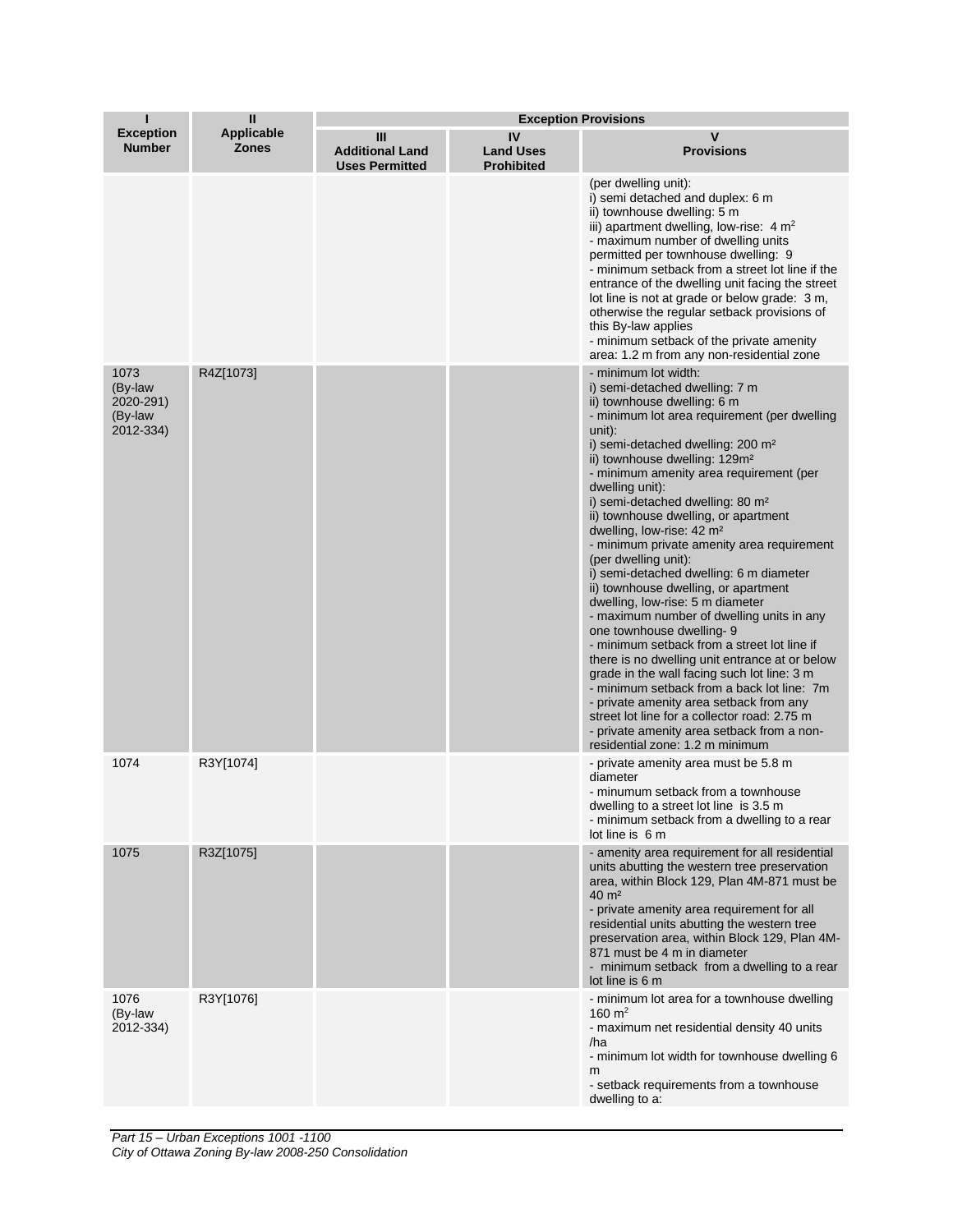| I<br>Exception Number | II<br>Applicable Zones | Exception Provisions | | |
|---|---|---|---|---|
| | | III<br>Additional Land Uses Permitted | IV<br>Land Uses Prohibited | V<br>Provisions |
| | | | | (per dwelling unit):<br>i) semi detached and duplex: 6 m<br>ii) townhouse dwelling: 5 m<br>iii) apartment dwelling, low-rise: 4 m$^2$<br>- maximum number of dwelling units permitted per townhouse dwelling: 9<br>- minimum setback from a street lot line if the entrance of the dwelling unit facing the street lot line is not at grade or below grade: 3 m, otherwise the regular setback provisions of this By-law applies<br>- minimum setback of the private amenity area: 1.2 m from any non-residential zone |
| 1073 (By-law 2020-291) (By-law 2012-334) | R4Z[1073] | | | - minimum lot width:<br>i) semi-detached dwelling: 7 m<br>ii) townhouse dwelling: 6 m<br>- minimum lot area requirement (per dwelling unit):<br>i) semi-detached dwelling: 200 m$^2$<br>ii) townhouse dwelling: 129m$^2$<br>- minimum amenity area requirement (per dwelling unit):<br>i) semi-detached dwelling: 80 m$^2$<br>ii) townhouse dwelling, or apartment dwelling, low-rise: 42 m$^2$<br>- minimum private amenity area requirement (per dwelling unit):<br>i) semi-detached dwelling: 6 m diameter<br>ii) townhouse dwelling, or apartment dwelling, low-rise: 5 m diameter<br>- maximum number of dwelling units in any one townhouse dwelling- 9<br>- minimum setback from a street lot line if there is no dwelling unit entrance at or below grade in the wall facing such lot line: 3 m<br>- minimum setback from a back lot line: 7m<br>- private amenity area setback from any street lot line for a collector road: 2.75 m<br>- private amenity area setback from a non-residential zone: 1.2 m minimum |
| 1074 | R3Y[1074] | | | - private amenity area must be 5.8 m diameter<br>- minumum setback from a townhouse dwelling to a street lot line is 3.5 m<br>- minimum setback from a dwelling to a rear lot line is 6 m |
| 1075 | R3Z[1075] | | | - amenity area requirement for all residential units abutting the western tree preservation area, within Block 129, Plan 4M-871 must be 40 m$^2$<br>- private amenity area requirement for all residential units abutting the western tree preservation area, within Block 129, Plan 4M-871 must be 4 m in diameter<br>- minimum setback from a dwelling to a rear lot line is 6 m |
| 1076 (By-law 2012-334) | R3Y[1076] | | | - minimum lot area for a townhouse dwelling 160 m$^2$<br>- maximum net residential density 40 units /ha<br>- minimum lot width for townhouse dwelling 6 m<br>- setback requirements from a townhouse dwelling to a: |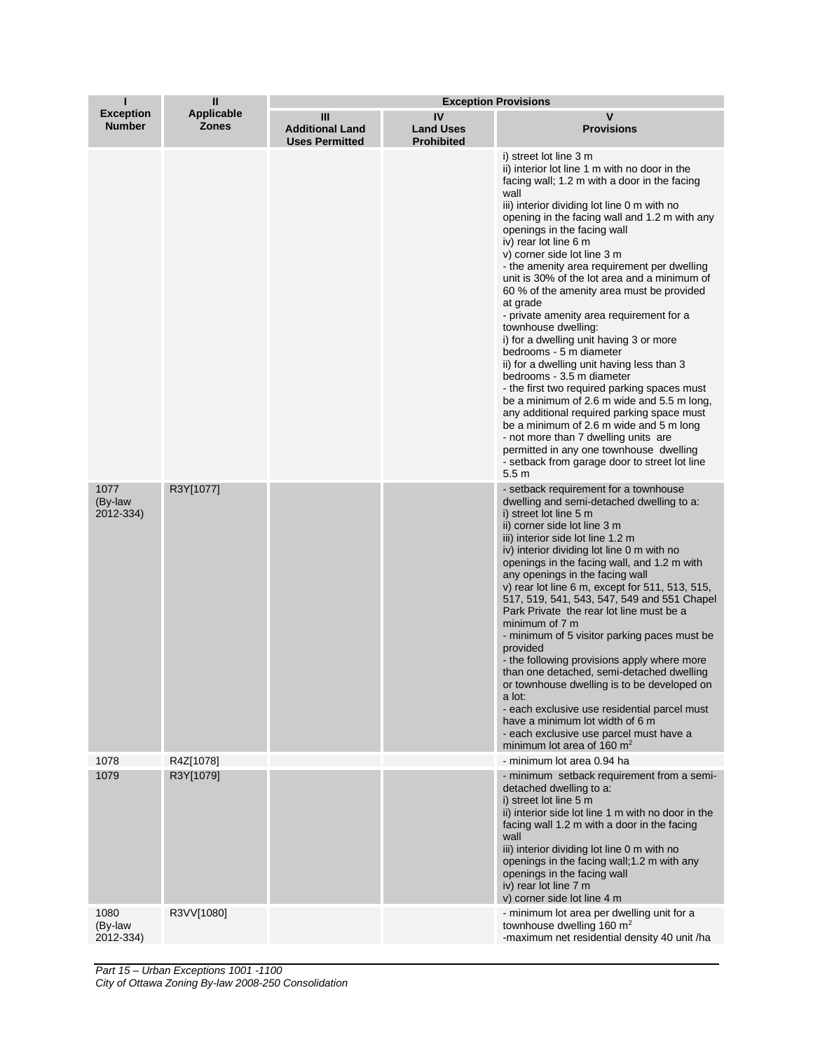| I<br>Exception Number | II<br>Applicable Zones | Exception Provisions | | |
|---|---|---|---|---|
| | | III<br>Additional Land Uses Permitted | IV<br>Land Uses Prohibited | V<br>Provisions |
| | | | | i) street lot line 3 m<br>ii) interior lot line 1 m with no door in the facing wall; 1.2 m with a door in the facing wall<br>iii) interior dividing lot line 0 m with no opening in the facing wall and 1.2 m with any openings in the facing wall<br>iv) rear lot line 6 m<br>v) corner side lot line 3 m<br>- the amenity area requirement per dwelling unit is 30% of the lot area and a minimum of 60 % of the amenity area must be provided at grade<br>- private amenity area requirement for a townhouse dwelling:<br>i) for a dwelling unit having 3 or more bedrooms - 5 m diameter<br>ii) for a dwelling unit having less than 3 bedrooms - 3.5 m diameter<br>- the first two required parking spaces must be a minimum of 2.6 m wide and 5.5 m long, any additional required parking space must be a minimum of 2.6 m wide and 5 m long<br>- not more than 7 dwelling units are permitted in any one townhouse dwelling<br>- setback from garage door to street lot line 5.5 m |
| 1077 (By-law 2012-334) | R3Y[1077] | | | - setback requirement for a townhouse dwelling and semi-detached dwelling to a:<br>i) street lot line 5 m<br>ii) corner side lot line 3 m<br>iii) interior side lot line 1.2 m<br>iv) interior dividing lot line 0 m with no openings in the facing wall, and 1.2 m with any openings in the facing wall<br>v) rear lot line 6 m, except for 511, 513, 515, 517, 519, 541, 543, 547, 549 and 551 Chapel Park Private the rear lot line must be a minimum of 7 m<br>- minimum of 5 visitor parking paces must be provided<br>- the following provisions apply where more than one detached, semi-detached dwelling or townhouse dwelling is to be developed on a lot:<br>- each exclusive use residential parcel must have a minimum lot width of 6 m<br>- each exclusive use parcel must have a minimum lot area of 160 $m^2$ |
| 1078 | R4Z[1078] | | | - minimum lot area 0.94 ha |
| 1079 | R3Y[1079] | | | - minimum setback requirement from a semi-detached dwelling to a:<br>i) street lot line 5 m<br>ii) interior side lot line 1 m with no door in the facing wall 1.2 m with a door in the facing wall<br>iii) interior dividing lot line 0 m with no openings in the facing wall;1.2 m with any openings in the facing wall<br>iv) rear lot line 7 m<br>v) corner side lot line 4 m |
| 1080 (By-law 2012-334) | R3VV[1080] | | | - minimum lot area per dwelling unit for a townhouse dwelling 160 $m^2$<br>-maximum net residential density 40 unit /ha |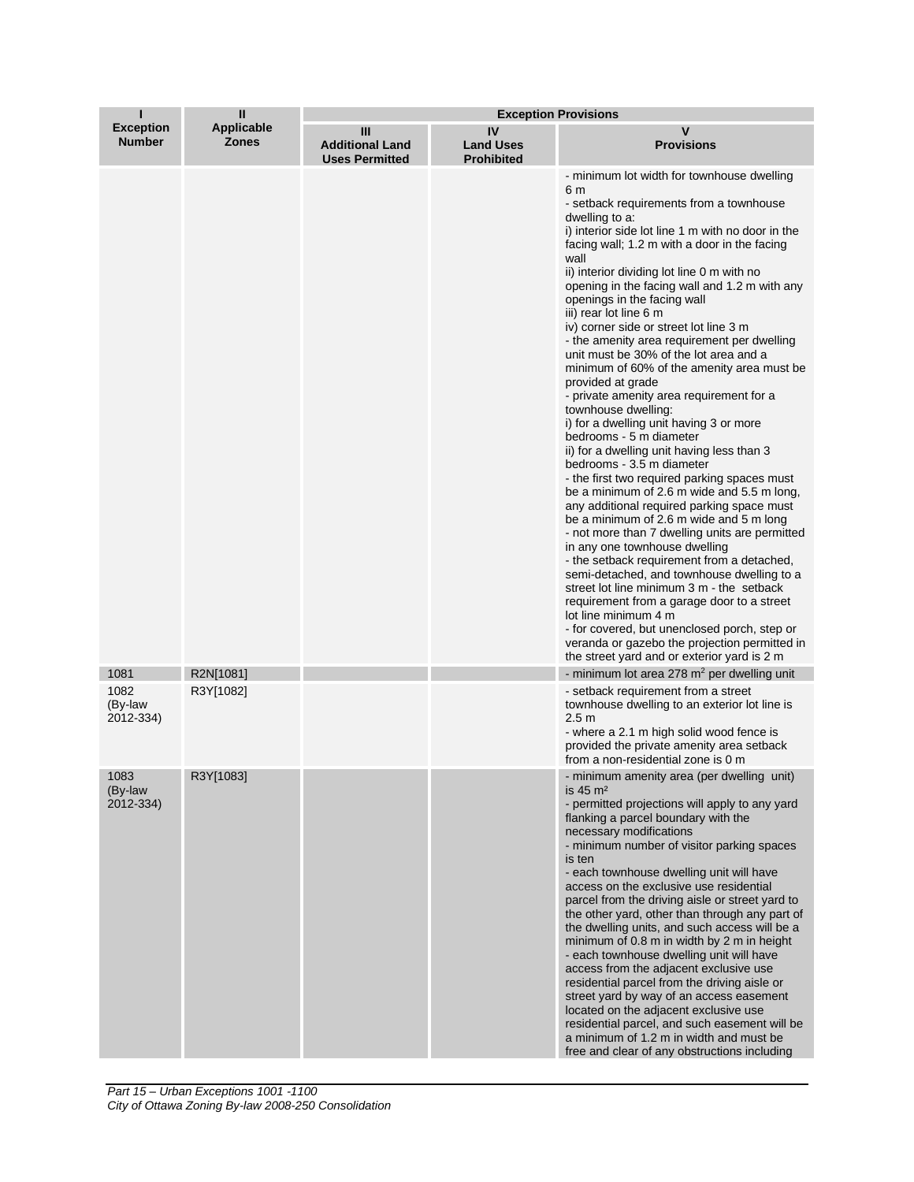| I<br>Exception Number | II<br>Applicable Zones | Exception Provisions | | |
|---|---|---|---|---|
| | | III<br>Additional Land Uses Permitted | IV<br>Land Uses Prohibited | V<br>Provisions |
| | | | | - minimum lot width for townhouse dwelling 6 m<br>- setback requirements from a townhouse dwelling to a:<br>i) interior side lot line 1 m with no door in the facing wall; 1.2 m with a door in the facing wall<br>ii) interior dividing lot line 0 m with no opening in the facing wall and 1.2 m with any openings in the facing wall<br>iii) rear lot line 6 m<br>iv) corner side or street lot line 3 m<br>- the amenity area requirement per dwelling unit must be 30% of the lot area and a minimum of 60% of the amenity area must be provided at grade<br>- private amenity area requirement for a townhouse dwelling:<br>i) for a dwelling unit having 3 or more bedrooms - 5 m diameter<br>ii) for a dwelling unit having less than 3 bedrooms - 3.5 m diameter<br>- the first two required parking spaces must be a minimum of 2.6 m wide and 5.5 m long, any additional required parking space must be a minimum of 2.6 m wide and 5 m long<br>- not more than 7 dwelling units are permitted in any one townhouse dwelling<br>- the setback requirement from a detached, semi-detached, and townhouse dwelling to a street lot line minimum 3 m - the setback requirement from a garage door to a street lot line minimum 4 m<br>- for covered, but unenclosed porch, step or veranda or gazebo the projection permitted in the street yard and or exterior yard is 2 m |
| 1081 | R2N[1081] | | | - minimum lot area 278 m² per dwelling unit |
| 1082 (By-law 2012-334) | R3Y[1082] | | | - setback requirement from a street townhouse dwelling to an exterior lot line is 2.5 m<br>- where a 2.1 m high solid wood fence is provided the private amenity area setback from a non-residential zone is 0 m |
| 1083 (By-law 2012-334) | R3Y[1083] | | | - minimum amenity area (per dwelling unit) is 45 m²<br>- permitted projections will apply to any yard flanking a parcel boundary with the necessary modifications<br>- minimum number of visitor parking spaces is ten<br>- each townhouse dwelling unit will have access on the exclusive use residential parcel from the driving aisle or street yard to the other yard, other than through any part of the dwelling units, and such access will be a minimum of 0.8 m in width by 2 m in height<br>- each townhouse dwelling unit will have access from the adjacent exclusive use residential parcel from the driving aisle or street yard by way of an access easement located on the adjacent exclusive use residential parcel, and such easement will be a minimum of 1.2 m in width and must be free and clear of any obstructions including |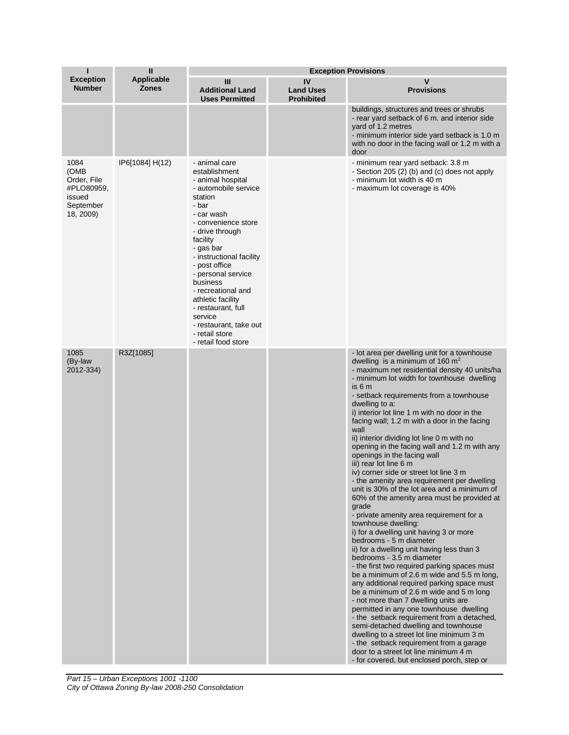| I<br>Exception Number | II<br>Applicable Zones | Exception Provisions | | |
|---|---|---|---|---|
| | | III<br>Additional Land Uses Permitted | IV<br>Land Uses Prohibited | V<br>Provisions |
| | | | | buildings, structures and trees or shrubs<br>- rear yard setback of 6 m. and interior side yard of 1.2 metres<br>- minimum interior side yard setback is 1.0 m with no door in the facing wall or 1.2 m with a door |
| 1084 (OMB Order, File #PLO80959, issued September 18, 2009) | IP6[1084] H(12) | - animal care establishment<br>- animal hospital<br>- automobile service station<br>- bar<br>- car wash<br>- convenience store<br>- drive through facility<br>- gas bar<br>- instructional facility<br>- post office<br>- personal service business<br>- recreational and athletic facility<br>- restaurant, full service<br>- restaurant, take out<br>- retail store<br>- retail food store | | - minimum rear yard setback: 3.8 m<br>- Section 205 (2) (b) and (c) does not apply<br>- minimum lot width is 40 m<br>- maximum lot coverage is 40% |
| 1085 (By-law 2012-334) | R3Z[1085] | | | - lot area per dwelling unit for a townhouse dwelling is a minimum of 160 $m^2$<br>- maximum net residential density 40 units/ha<br>- minimum lot width for townhouse dwelling is 6 m<br>- setback requirements from a townhouse dwelling to a:<br>i) interior lot line 1 m with no door in the facing wall; 1.2 m with a door in the facing wall<br>ii) interior dividing lot line 0 m with no opening in the facing wall and 1.2 m with any openings in the facing wall<br>iii) rear lot line 6 m<br>iv) corner side or street lot line 3 m<br>- the amenity area requirement per dwelling unit is 30% of the lot area and a minimum of 60% of the amenity area must be provided at grade<br>- private amenity area requirement for a townhouse dwelling:<br>i) for a dwelling unit having 3 or more bedrooms - 5 m diameter<br>ii) for a dwelling unit having less than 3 bedrooms - 3.5 m diameter<br>- the first two required parking spaces must be a minimum of 2.6 m wide and 5.5 m long, any additional required parking space must be a minimum of 2.6 m wide and 5 m long<br>- not more than 7 dwelling units are permitted in any one townhouse dwelling<br>- the setback requirement from a detached, semi-detached dwelling and townhouse dwelling to a street lot line minimum 3 m<br>- the setback requirement from a garage door to a street lot line minimum 4 m<br>- for covered, but enclosed porch, step or |

*Part 15 – Urban Exceptions 1001 -1100*
*City of Ottawa Zoning By-law 2008-250 Consolidation*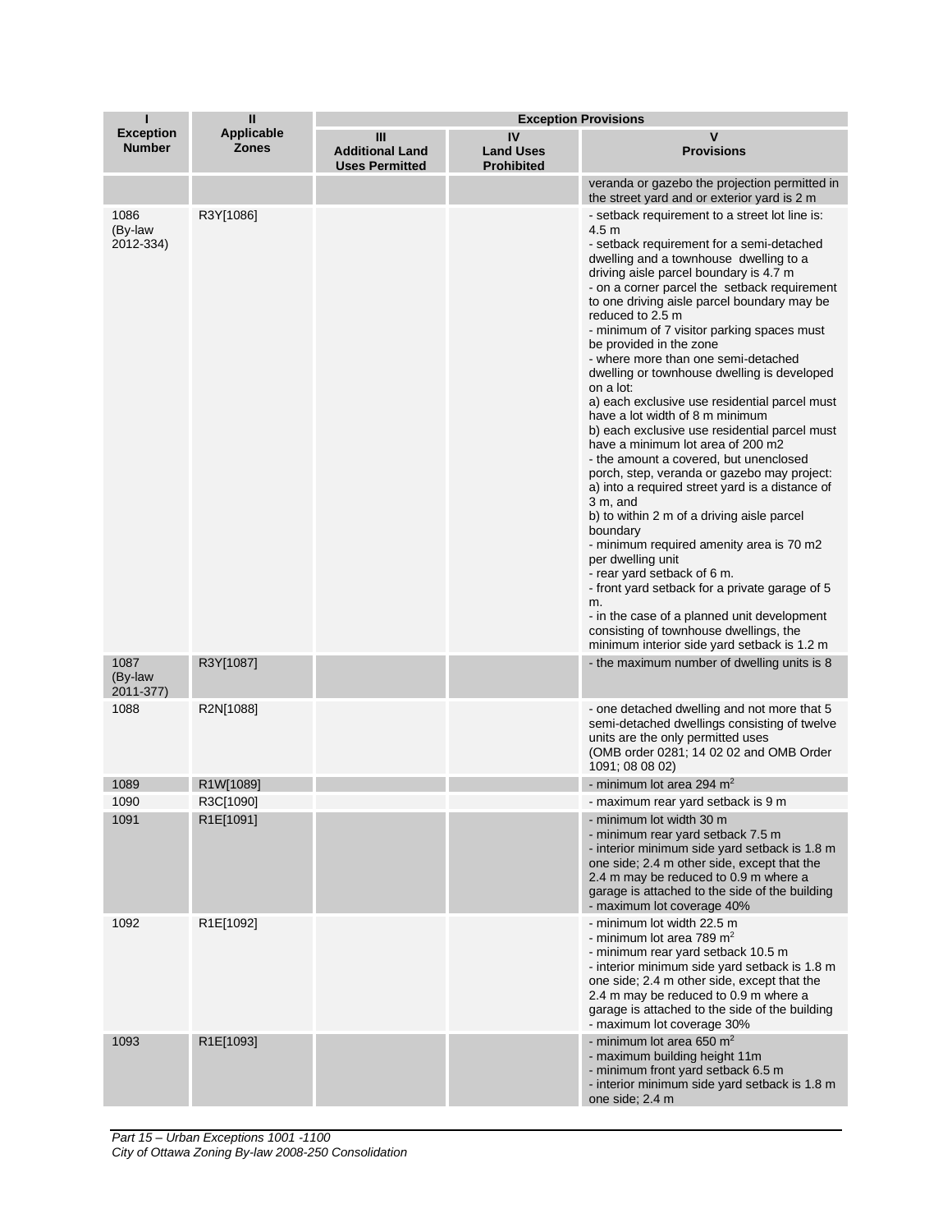| I<br>Exception Number | II<br>Applicable Zones | Exception Provisions | | |
|---|---|---|---|---|
| | | III<br>Additional Land Uses Permitted | IV<br>Land Uses Prohibited | V<br>Provisions |
| | | | | veranda or gazebo the projection permitted in the street yard and or exterior yard is 2 m |
| 1086 (By-law 2012-334) | R3Y[1086] | | | - setback requirement to a street lot line is: 4.5 m<br>- setback requirement for a semi-detached dwelling and a townhouse dwelling to a driving aisle parcel boundary is 4.7 m<br>- on a corner parcel the setback requirement to one driving aisle parcel boundary may be reduced to 2.5 m<br>- minimum of 7 visitor parking spaces must be provided in the zone<br>- where more than one semi-detached dwelling or townhouse dwelling is developed on a lot:<br>a) each exclusive use residential parcel must have a lot width of 8 m minimum<br>b) each exclusive use residential parcel must have a minimum lot area of 200 m2<br>- the amount a covered, but unenclosed porch, step, veranda or gazebo may project:<br>a) into a required street yard is a distance of 3 m, and<br>b) to within 2 m of a driving aisle parcel boundary<br>- minimum required amenity area is 70 m2 per dwelling unit<br>- rear yard setback of 6 m.<br>- front yard setback for a private garage of 5 m.<br>- in the case of a planned unit development consisting of townhouse dwellings, the minimum interior side yard setback is 1.2 m |
| 1087 (By-law 2011-377) | R3Y[1087] | | | - the maximum number of dwelling units is 8 |
| 1088 | R2N[1088] | | | - one detached dwelling and not more that 5 semi-detached dwellings consisting of twelve units are the only permitted uses<br>(OMB order 0281; 14 02 02 and OMB Order 1091; 08 08 02) |
| 1089 | R1W[1089] | | | - minimum lot area 294 $m^2$ |
| 1090 | R3C[1090] | | | - maximum rear yard setback is 9 m |
| 1091 | R1E[1091] | | | - minimum lot width 30 m<br>- minimum rear yard setback 7.5 m<br>- interior minimum side yard setback is 1.8 m one side; 2.4 m other side, except that the 2.4 m may be reduced to 0.9 m where a garage is attached to the side of the building<br>- maximum lot coverage 40% |
| 1092 | R1E[1092] | | | - minimum lot width 22.5 m<br>- minimum lot area 789 $m^2$<br>- minimum rear yard setback 10.5 m<br>- interior minimum side yard setback is 1.8 m one side; 2.4 m other side, except that the 2.4 m may be reduced to 0.9 m where a garage is attached to the side of the building<br>- maximum lot coverage 30% |
| 1093 | R1E[1093] | | | - minimum lot area 650 $m^2$<br>- maximum building height 11m<br>- minimum front yard setback 6.5 m<br>- interior minimum side yard setback is 1.8 m one side; 2.4 m |

*Part 15 – Urban Exceptions 1001 -1100*
*City of Ottawa Zoning By-law 2008-250 Consolidation*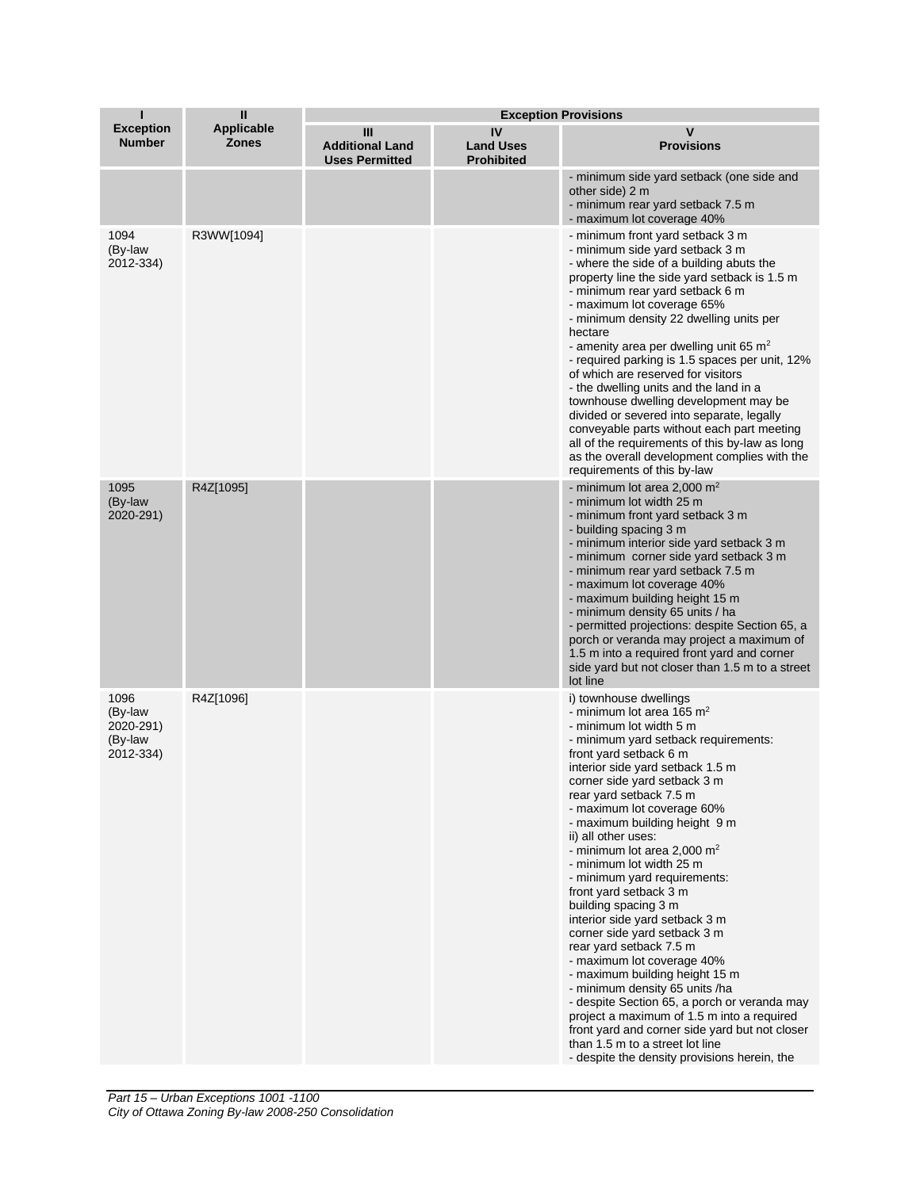| I<br>Exception Number | II<br>Applicable Zones | Exception Provisions | | |
|---|---|---|---|---|
| | | III<br>Additional Land Uses Permitted | IV<br>Land Uses Prohibited | V<br>Provisions |
| | | | | - minimum side yard setback (one side and other side) 2 m<br>- minimum rear yard setback 7.5 m<br>- maximum lot coverage 40% |
| 1094<br>(By-law 2012-334) | R3WW[1094] | | | - minimum front yard setback 3 m<br>- minimum side yard setback 3 m<br>- where the side of a building abuts the property line the side yard setback is 1.5 m<br>- minimum rear yard setback 6 m<br>- maximum lot coverage 65%<br>- minimum density 22 dwelling units per hectare<br>- amenity area per dwelling unit 65 m$^2$<br>- required parking is 1.5 spaces per unit, 12% of which are reserved for visitors<br>- the dwelling units and the land in a townhouse dwelling development may be divided or severed into separate, legally conveyable parts without each part meeting all of the requirements of this by-law as long as the overall development complies with the requirements of this by-law |
| 1095<br>(By-law 2020-291) | R4Z[1095] | | | - minimum lot area 2,000 m$^2$<br>- minimum lot width 25 m<br>- minimum front yard setback 3 m<br>- building spacing 3 m<br>- minimum interior side yard setback 3 m<br>- minimum corner side yard setback 3 m<br>- minimum rear yard setback 7.5 m<br>- maximum lot coverage 40%<br>- maximum building height 15 m<br>- minimum density 65 units / ha<br>- permitted projections: despite Section 65, a porch or veranda may project a maximum of 1.5 m into a required front yard and corner side yard but not closer than 1.5 m to a street lot line |
| 1096<br>(By-law 2020-291)<br>(By-law 2012-334) | R4Z[1096] | | | i) townhouse dwellings<br>- minimum lot area 165 m$^2$<br>- minimum lot width 5 m<br>- minimum yard setback requirements:<br>front yard setback 6 m<br>interior side yard setback 1.5 m<br>corner side yard setback 3 m<br>rear yard setback 7.5 m<br>- maximum lot coverage 60%<br>- maximum building height 9 m<br>ii) all other uses:<br>- minimum lot area 2,000 m$^2$<br>- minimum lot width 25 m<br>- minimum yard requirements:<br>front yard setback 3 m<br>building spacing 3 m<br>interior side yard setback 3 m<br>corner side yard setback 3 m<br>rear yard setback 7.5 m<br>- maximum lot coverage 40%<br>- maximum building height 15 m<br>- minimum density 65 units /ha<br>- despite Section 65, a porch or veranda may project a maximum of 1.5 m into a required front yard and corner side yard but not closer than 1.5 m to a street lot line<br>- despite the density provisions herein, the |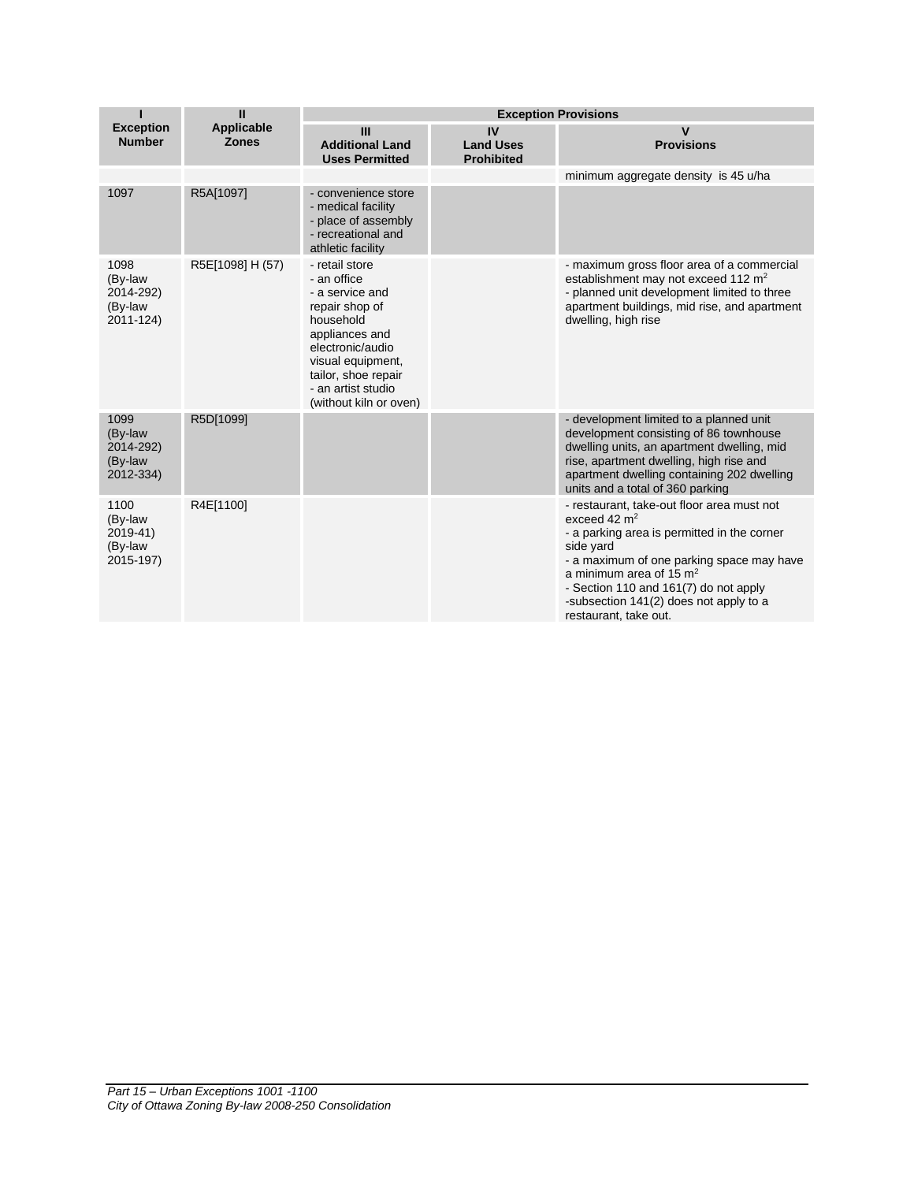| I<br>Exception Number | II<br>Applicable Zones | Exception Provisions | | |
|---|---|---|---|---|
| | | III<br>Additional Land Uses Permitted | IV<br>Land Uses Prohibited | V<br>Provisions |
| | | | | minimum aggregate density is 45 u/ha |
| 1097 | R5A[1097] | - convenience store<br>- medical facility<br>- place of assembly<br>- recreational and athletic facility | | |
| 1098<br>(By-law 2014-292)<br>(By-law 2011-124) | R5E[1098] H (57) | - retail store<br>- an office<br>- a service and repair shop of household appliances and electronic/audio visual equipment, tailor, shoe repair<br>- an artist studio (without kiln or oven) | | - maximum gross floor area of a commercial establishment may not exceed 112 $m^2$<br>- planned unit development limited to three apartment buildings, mid rise, and apartment dwelling, high rise |
| 1099<br>(By-law 2014-292)<br>(By-law 2012-334) | R5D[1099] | | | - development limited to a planned unit development consisting of 86 townhouse dwelling units, an apartment dwelling, mid rise, apartment dwelling, high rise and apartment dwelling containing 202 dwelling units and a total of 360 parking |
| 1100<br>(By-law 2019-41)<br>(By-law 2015-197) | R4E[1100] | | | - restaurant, take-out floor area must not exceed 42 $m^2$<br>- a parking area is permitted in the corner side yard<br>- a maximum of one parking space may have a minimum area of 15 $m^2$<br>- Section 110 and 161(7) do not apply<br>-subsection 141(2) does not apply to a restaurant, take out. |